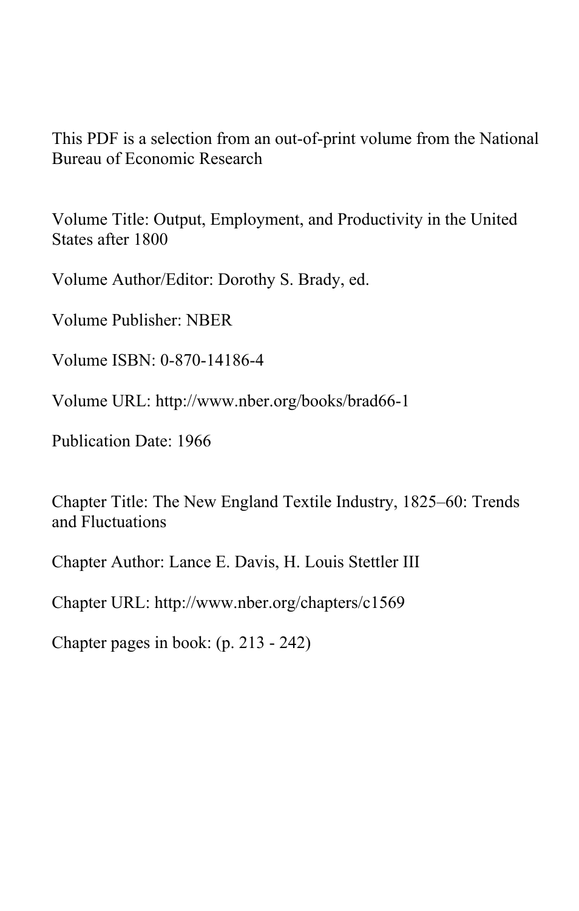This PDF is a selection from an out-of-print volume from the National Bureau of Economic Research

Volume Title: Output, Employment, and Productivity in the United States after 1800

Volume Author/Editor: Dorothy S. Brady, ed.

Volume Publisher: NBER

Volume ISBN: 0-870-14186-4

Volume URL: http://www.nber.org/books/brad66-1

Publication Date: 1966

Chapter Title: The New England Textile Industry, 1825–60: Trends and Fluctuations

Chapter Author: Lance E. Davis, H. Louis Stettler III

Chapter URL: http://www.nber.org/chapters/c1569

Chapter pages in book: (p. 213 - 242)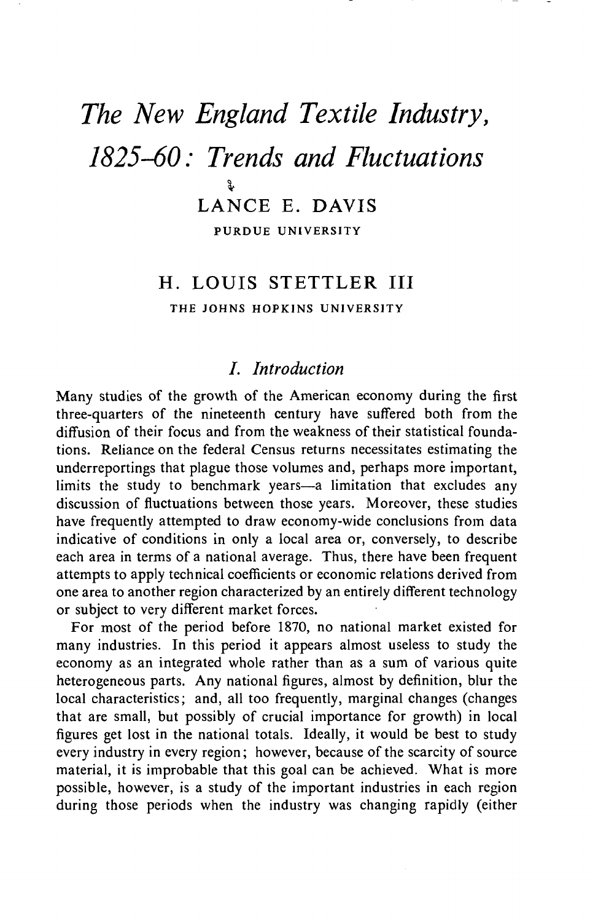# *The New England Textile Industry, 1825–60: Trends and Fluctuations*

LANCE E. DAVIS

PURDUE UNIVERSITY

H. LOUIS STETTLER III

THE JOHNS HOPKINS UNIVERSITY

## *I. Introduction*

Many studies of the growth of the American economy during the first three-quarters of the nineteenth century have suffered both from the diffusion of their focus and from the weakness of their statistical foundations. Reliance on the federal Census returns necessitates estimating the underreportings that plague those volumes and, perhaps more important, limits the study to benchmark years—a limitation that excludes any discussion of fluctuations between those years. Moreover, these studies have frequently attempted to draw economy-wide conclusions from data indicative of conditions in only a local area or, conversely, to describe each area in terms of a national average. Thus, there have been frequent attempts to apply technical coefficients or economic relations derived from one area to another region characterized by an entirely different technology or subject to very different market forces.

For most of the period before 1870, no national market existed for many industries. In this period it appears almost useless to study the economy as an integrated whole rather than as a sum of various quite heterogeneous parts. Any national figures, almost by definition, blur the local characteristics; and, all too frequently, marginal changes (changes that are small, but possibly of crucial importance for growth) in local figures get lost in the national totals. Ideally, it would be best to study every industry in every region; however, because of the scarcity of source material, it is improbable that this goal can be achieved. What is more possible, however, is a study of the important industries in each region during those periods when the industry was changing rapidly (either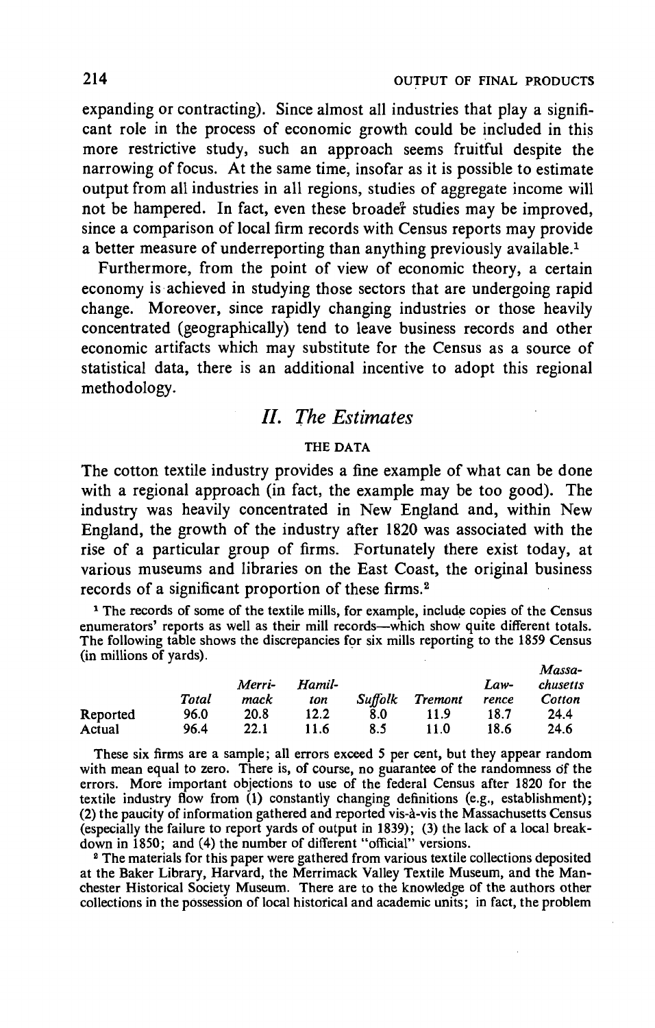expanding or contracting). Since almost all industries that play a significant role in the process of economic growth could be included in this more restrictive study, such an approach seems fruitful despite the narrowing of focus. At the same time, insofar as it is possible to estimate output from all industries in all regions, studies of aggregate income will not be hampered. In fact, even these broader studies may be improved, since a comparison of local firm records with Census reports may provide a better measure of underreporting than anything previously available.[1]

Furthermore, from the point of view of economic theory, a certain economy is achieved in studying those sectors that are undergoing rapid change. Moreover, since rapidly changing industries or those heavily concentrated (geographically) tend to leave business records and other economic artifacts which may substitute for the Census as a source of statistical data, there is an additional incentive to adopt this regional methodology.

## *II. The Estimates*

### THE DATA

The cotton textile industry provides a fine example of what can be done with a regional approach (in fact, the example may be too good). The industry was heavily concentrated in New England and, within New England, the growth of the industry after 1820 was associated with the rise of a particular group of firms. Fortunately there exist today, at various museums and libraries on the East Coast, the original business records of a significant proportion of these firms.[2]

[1] The records of some of the textile mills, for example, include copies of the Census enumerators' reports as well as their mill records—which show quite different totals. The following table shows the discrepancies for six mills reporting to the 1859 Census (in millions of yards).

| | *Total* | *Merrimack* | *Hamilton* | *Suffolk* | *Tremont* | *Lawrence* | *Massachusetts Cotton* |
|---|---|---|---|---|---|---|---|
| Reported | 96.0 | 20.8 | 12.2 | 8.0 | 11.9 | 18.7 | 24.4 |
| Actual | 96.4 | 22.1 | 11.6 | 8.5 | 11.0 | 18.6 | 24.6 |

These six firms are a sample; all errors exceed 5 per cent, but they appear random with mean equal to zero. There is, of course, no guarantee of the randomness of the errors. More important objections to use of the federal Census after 1820 for the textile industry flow from (1) constantly changing definitions (e.g., establishment); (2) the paucity of information gathered and reported vis-à-vis the Massachusetts Census (especially the failure to report yards of output in 1839); (3) the lack of a local breakdown in 1850; and (4) the number of different "official" versions.

[2] The materials for this paper were gathered from various textile collections deposited at the Baker Library, Harvard, the Merrimack Valley Textile Museum, and the Manchester Historical Society Museum. There are to the knowledge of the authors other collections in the possession of local historical and academic units; in fact, the problem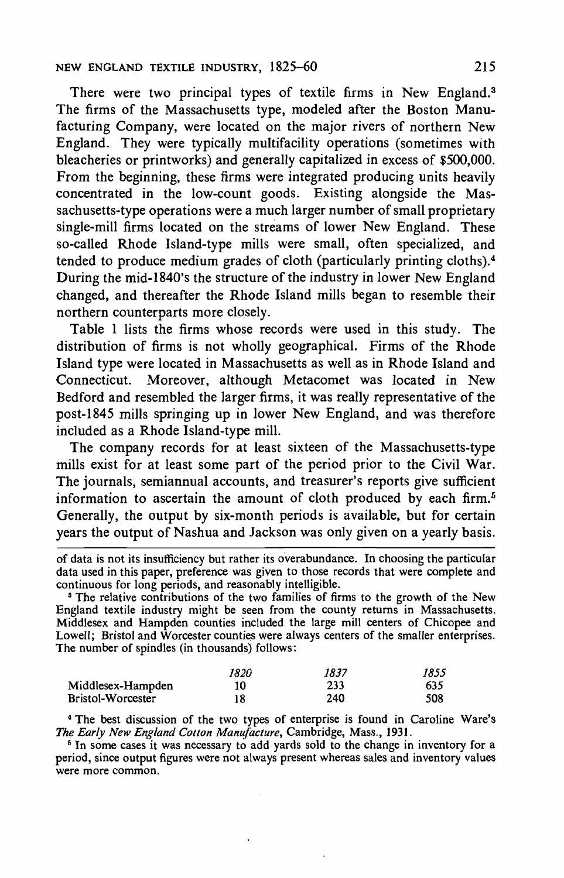There were two principal types of textile firms in New England.[3] The firms of the Massachusetts type, modeled after the Boston Manufacturing Company, were located on the major rivers of northern New England. They were typically multifacility operations (sometimes with bleacheries or printworks) and generally capitalized in excess of $500,000. From the beginning, these firms were integrated producing units heavily concentrated in the low-count goods. Existing alongside the Massachusetts-type operations were a much larger number of small proprietary single-mill firms located on the streams of lower New England. These so-called Rhode Island-type mills were small, often specialized, and tended to produce medium grades of cloth (particularly printing cloths).[4] During the mid-1840's the structure of the industry in lower New England changed, and thereafter the Rhode Island mills began to resemble their northern counterparts more closely.

Table 1 lists the firms whose records were used in this study. The distribution of firms is not wholly geographical. Firms of the Rhode Island type were located in Massachusetts as well as in Rhode Island and Connecticut. Moreover, although Metacomet was located in New Bedford and resembled the larger firms, it was really representative of the post-1845 mills springing up in lower New England, and was therefore included as a Rhode Island-type mill.

The company records for at least sixteen of the Massachusetts-type mills exist for at least some part of the period prior to the Civil War. The journals, semiannual accounts, and treasurer's reports give sufficient information to ascertain the amount of cloth produced by each firm.[5] Generally, the output by six-month periods is available, but for certain years the output of Nashua and Jackson was only given on a yearly basis.

---

of data is not its insufficiency but rather its overabundance. In choosing the particular data used in this paper, preference was given to those records that were complete and continuous for long periods, and reasonably intelligible.

[3] The relative contributions of the two families of firms to the growth of the New England textile industry might be seen from the county returns in Massachusetts. Middlesex and Hampden counties included the large mill centers of Chicopee and Lowell; Bristol and Worcester counties were always centers of the smaller enterprises. The number of spindles (in thousands) follows:

| | *1820* | *1837* | *1855* |
|---|---|---|---|
| Middlesex-Hampden | 10 | 233 | 635 |
| Bristol-Worcester | 18 | 240 | 508 |

[4] The best discussion of the two types of enterprise is found in Caroline Ware's *The Early New England Cotton Manufacture*, Cambridge, Mass., 1931.

[5] In some cases it was necessary to add yards sold to the change in inventory for a period, since output figures were not always present whereas sales and inventory values were more common.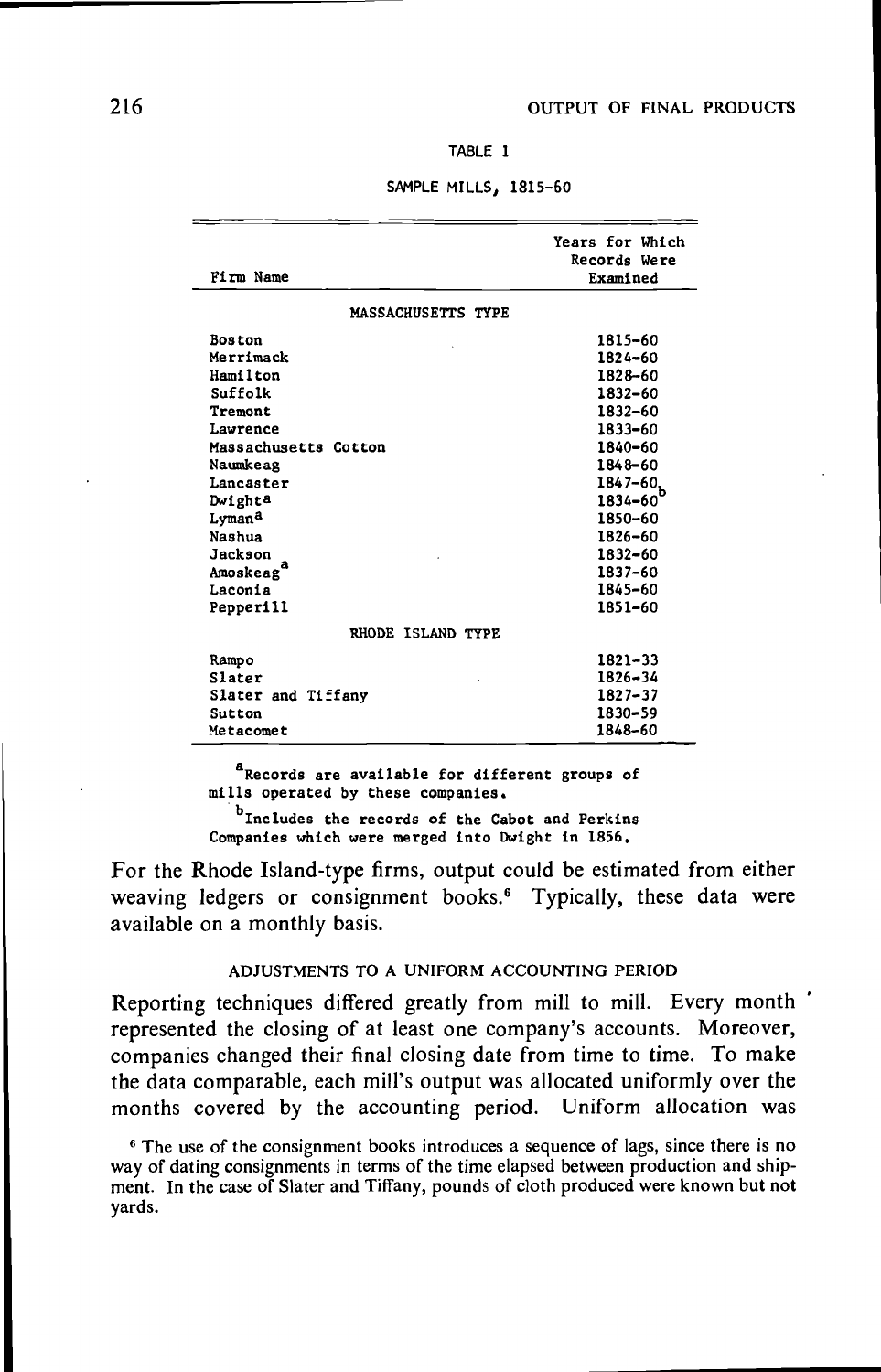TABLE 1

SAMPLE MILLS, 1815–60

| Firm Name | Years for Which Records Were Examined |
|---|---|
| MASSACHUSETTS TYPE | |
| Boston | 1815–60 |
| Merrimack | 1824–60 |
| Hamilton | 1828–60 |
| Suffolk | 1832–60 |
| Tremont | 1832–60 |
| Lawrence | 1833–60 |
| Massachusetts Cotton | 1840–60 |
| Naumkeag | 1848–60 |
| Lancaster | 1847–60 |
| Dwight[a] | 1834–60[b] |
| Lyman[a] | 1850–60 |
| Nashua | 1826–60 |
| Jackson | 1832–60 |
| Amoskeag[a] | 1837–60 |
| Laconia | 1845–60 |
| Pepperill | 1851–60 |
| RHODE ISLAND TYPE | |
| Rampo | 1821–33 |
| Slater | 1826–34 |
| Slater and Tiffany | 1827–37 |
| Sutton | 1830–59 |
| Metacomet | 1848–60 |

[a]Records are available for different groups of mills operated by these companies.

[b]Includes the records of the Cabot and Perkins Companies which were merged into Dwight in 1856.

For the Rhode Island-type firms, output could be estimated from either weaving ledgers or consignment books.[6] Typically, these data were available on a monthly basis.

### ADJUSTMENTS TO A UNIFORM ACCOUNTING PERIOD

Reporting techniques differed greatly from mill to mill. Every month represented the closing of at least one company's accounts. Moreover, companies changed their final closing date from time to time. To make the data comparable, each mill's output was allocated uniformly over the months covered by the accounting period. Uniform allocation was

[6] The use of the consignment books introduces a sequence of lags, since there is no way of dating consignments in terms of the time elapsed between production and shipment. In the case of Slater and Tiffany, pounds of cloth produced were known but not yards.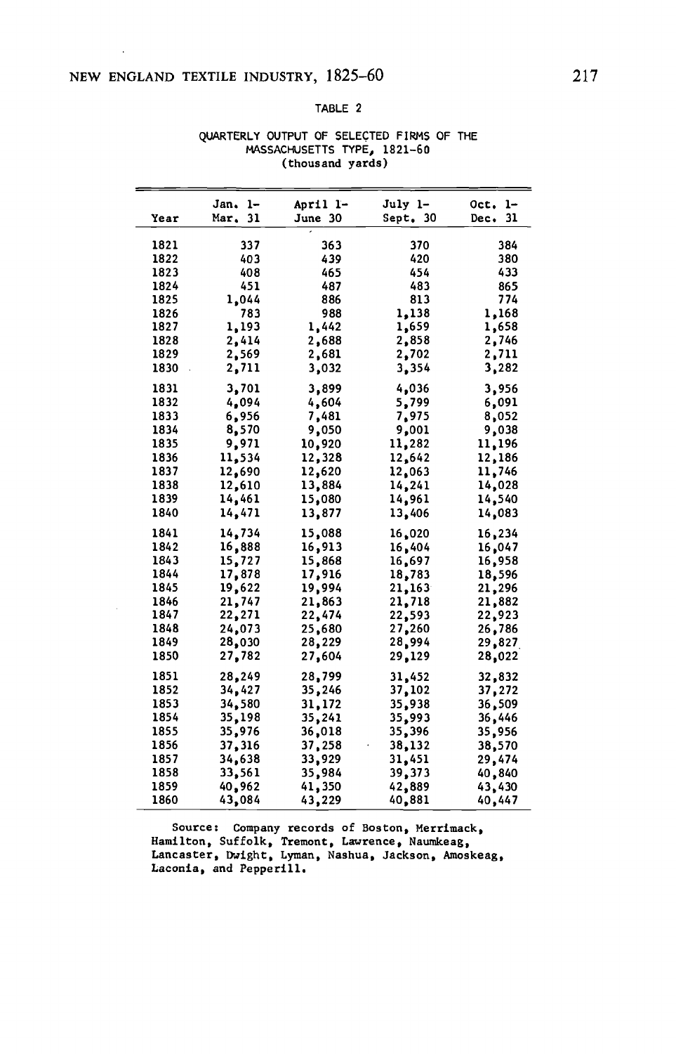TABLE 2

QUARTERLY OUTPUT OF SELECTED FIRMS OF THE MASSACHUSETTS TYPE, 1821-60 (thousand yards)

| Year | Jan. 1- Mar. 31 | April 1- June 30 | July 1- Sept. 30 | Oct. 1- Dec. 31 |
|---|---|---|---|---|
| 1821 | 337 | 363 | 370 | 384 |
| 1822 | 403 | 439 | 420 | 380 |
| 1823 | 408 | 465 | 454 | 433 |
| 1824 | 451 | 487 | 483 | 865 |
| 1825 | 1,044 | 886 | 813 | 774 |
| 1826 | 783 | 988 | 1,138 | 1,168 |
| 1827 | 1,193 | 1,442 | 1,659 | 1,658 |
| 1828 | 2,414 | 2,688 | 2,858 | 2,746 |
| 1829 | 2,569 | 2,681 | 2,702 | 2,711 |
| 1830 | 2,711 | 3,032 | 3,354 | 3,282 |
| 1831 | 3,701 | 3,899 | 4,036 | 3,956 |
| 1832 | 4,094 | 4,604 | 5,799 | 6,091 |
| 1833 | 6,956 | 7,481 | 7,975 | 8,052 |
| 1834 | 8,570 | 9,050 | 9,001 | 9,038 |
| 1835 | 9,971 | 10,920 | 11,282 | 11,196 |
| 1836 | 11,534 | 12,328 | 12,642 | 12,186 |
| 1837 | 12,690 | 12,620 | 12,063 | 11,746 |
| 1838 | 12,610 | 13,884 | 14,241 | 14,028 |
| 1839 | 14,461 | 15,080 | 14,961 | 14,540 |
| 1840 | 14,471 | 13,877 | 13,406 | 14,083 |
| 1841 | 14,734 | 15,088 | 16,020 | 16,234 |
| 1842 | 16,888 | 16,913 | 16,404 | 16,047 |
| 1843 | 15,727 | 15,868 | 16,697 | 16,958 |
| 1844 | 17,878 | 17,916 | 18,783 | 18,596 |
| 1845 | 19,622 | 19,994 | 21,163 | 21,296 |
| 1846 | 21,747 | 21,863 | 21,718 | 21,882 |
| 1847 | 22,271 | 22,474 | 22,593 | 22,923 |
| 1848 | 24,073 | 25,680 | 27,260 | 26,786 |
| 1849 | 28,030 | 28,229 | 28,994 | 29,827 |
| 1850 | 27,782 | 27,604 | 29,129 | 28,022 |
| 1851 | 28,249 | 28,799 | 31,452 | 32,832 |
| 1852 | 34,427 | 35,246 | 37,102 | 37,272 |
| 1853 | 34,580 | 31,172 | 35,938 | 36,509 |
| 1854 | 35,198 | 35,241 | 35,993 | 36,446 |
| 1855 | 35,976 | 36,018 | 35,396 | 35,956 |
| 1856 | 37,316 | 37,258 | 38,132 | 38,570 |
| 1857 | 34,638 | 33,929 | 31,451 | 29,474 |
| 1858 | 33,561 | 35,984 | 39,373 | 40,840 |
| 1859 | 40,962 | 41,350 | 42,889 | 43,430 |
| 1860 | 43,084 | 43,229 | 40,881 | 40,447 |

Source: Company records of Boston, Merrimack, Hamilton, Suffolk, Tremont, Lawrence, Naumkeag, Lancaster, Dwight, Lyman, Nashua, Jackson, Amoskeag, Laconia, and Pepperill.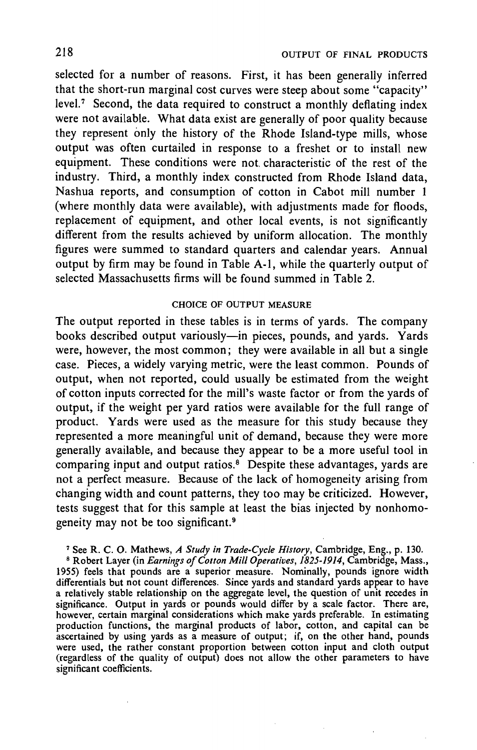selected for a number of reasons. First, it has been generally inferred that the short-run marginal cost curves were steep about some "capacity" level.[7] Second, the data required to construct a monthly deflating index were not available. What data exist are generally of poor quality because they represent only the history of the Rhode Island-type mills, whose output was often curtailed in response to a freshet or to install new equipment. These conditions were not characteristic of the rest of the industry. Third, a monthly index constructed from Rhode Island data, Nashua reports, and consumption of cotton in Cabot mill number 1 (where monthly data were available), with adjustments made for floods, replacement of equipment, and other local events, is not significantly different from the results achieved by uniform allocation. The monthly figures were summed to standard quarters and calendar years. Annual output by firm may be found in Table A-1, while the quarterly output of selected Massachusetts firms will be found summed in Table 2.

## CHOICE OF OUTPUT MEASURE

The output reported in these tables is in terms of yards. The company books described output variously—in pieces, pounds, and yards. Yards were, however, the most common; they were available in all but a single case. Pieces, a widely varying metric, were the least common. Pounds of output, when not reported, could usually be estimated from the weight of cotton inputs corrected for the mill's waste factor or from the yards of output, if the weight per yard ratios were available for the full range of product. Yards were used as the measure for this study because they represented a more meaningful unit of demand, because they were more generally available, and because they appear to be a more useful tool in comparing input and output ratios.[8] Despite these advantages, yards are not a perfect measure. Because of the lack of homogeneity arising from changing width and count patterns, they too may be criticized. However, tests suggest that for this sample at least the bias injected by nonhomogeneity may not be too significant.[9]

[7] See R. C. O. Mathews, *A Study in Trade-Cycle History*, Cambridge, Eng., p. 130.

[8] Robert Layer (in *Earnings of Cotton Mill Operatives, 1825-1914*, Cambridge, Mass., 1955) feels that pounds are a superior measure. Nominally, pounds ignore width differentials but not count differences. Since yards and standard yards appear to have a relatively stable relationship on the aggregate level, the question of unit recedes in significance. Output in yards or pounds would differ by a scale factor. There are, however, certain marginal considerations which make yards preferable. In estimating production functions, the marginal products of labor, cotton, and capital can be ascertained by using yards as a measure of output; if, on the other hand, pounds were used, the rather constant proportion between cotton input and cloth output (regardless of the quality of output) does not allow the other parameters to have significant coefficients.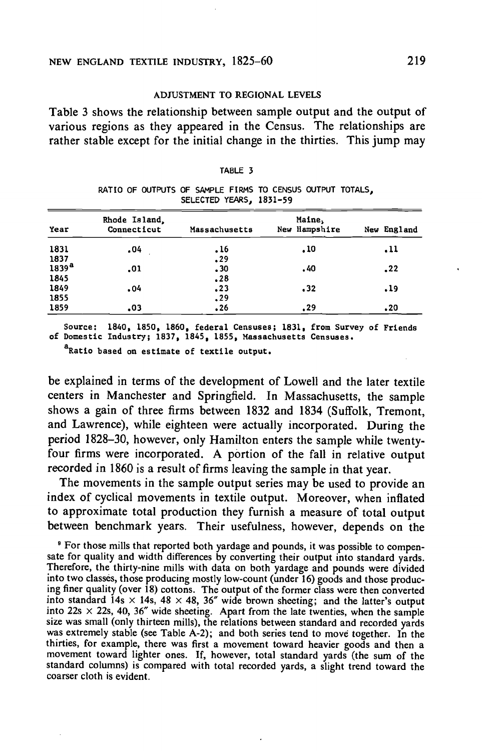### ADJUSTMENT TO REGIONAL LEVELS

Table 3 shows the relationship between sample output and the output of various regions as they appeared in the Census. The relationships are rather stable except for the initial change in the thirties. This jump may

TABLE 3

RATIO OF OUTPUTS OF SAMPLE FIRMS TO CENSUS OUTPUT TOTALS, SELECTED YEARS, 1831-59

| Year | Rhode Island, Connecticut | Massachusetts | Maine, New Hampshire | New England |
|---|---|---|---|---|
| 1831 | .04 | .16 | .10 | .11 |
| 1837 | | .29 | | |
| 1839[a] | .01 | .30 | .40 | .22 |
| 1845 | | .28 | | |
| 1849 | .04 | .23 | .32 | .19 |
| 1855 | | .29 | | |
| 1859 | .03 | .26 | .29 | .20 |

Source: 1840, 1850, 1860, federal Censuses; 1831, from Survey of Friends of Domestic Industry; 1837, 1845, 1855, Massachusetts Censuses.

[a]Ratio based on estimate of textile output.

be explained in terms of the development of Lowell and the later textile centers in Manchester and Springfield. In Massachusetts, the sample shows a gain of three firms between 1832 and 1834 (Suffolk, Tremont, and Lawrence), while eighteen were actually incorporated. During the period 1828–30, however, only Hamilton enters the sample while twenty-four firms were incorporated. A portion of the fall in relative output recorded in 1860 is a result of firms leaving the sample in that year.

The movements in the sample output series may be used to provide an index of cyclical movements in textile output. Moreover, when inflated to approximate total production they furnish a measure of total output between benchmark years. Their usefulness, however, depends on the

[9] For those mills that reported both yardage and pounds, it was possible to compensate for quality and width differences by converting their output into standard yards. Therefore, the thirty-nine mills with data on both yardage and pounds were divided into two classes, those producing mostly low-count (under 16) goods and those producing finer quality (over 18) cottons. The output of the former class were then converted into standard 14s × 14s, 48 × 48, 36″ wide brown sheeting; and the latter's output into 22s × 22s, 40, 36″ wide sheeting. Apart from the late twenties, when the sample size was small (only thirteen mills), the relations between standard and recorded yards was extremely stable (see Table A-2); and both series tend to move together. In the thirties, for example, there was first a movement toward heavier goods and then a movement toward lighter ones. If, however, total standard yards (the sum of the standard columns) is compared with total recorded yards, a slight trend toward the coarser cloth is evident.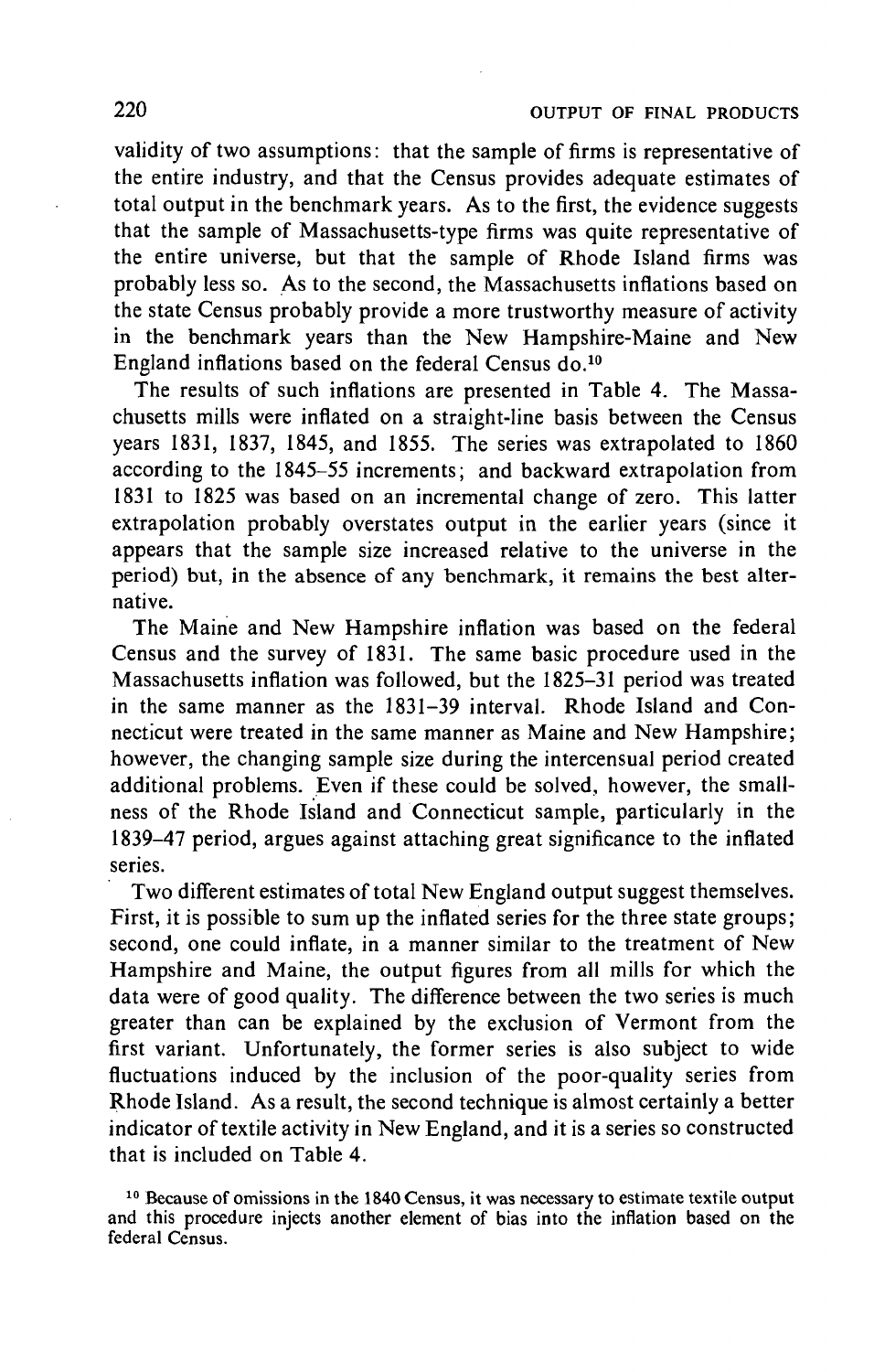validity of two assumptions: that the sample of firms is representative of the entire industry, and that the Census provides adequate estimates of total output in the benchmark years. As to the first, the evidence suggests that the sample of Massachusetts-type firms was quite representative of the entire universe, but that the sample of Rhode Island firms was probably less so. As to the second, the Massachusetts inflations based on the state Census probably provide a more trustworthy measure of activity in the benchmark years than the New Hampshire-Maine and New England inflations based on the federal Census do.[10]

The results of such inflations are presented in Table 4. The Massachusetts mills were inflated on a straight-line basis between the Census years 1831, 1837, 1845, and 1855. The series was extrapolated to 1860 according to the 1845–55 increments; and backward extrapolation from 1831 to 1825 was based on an incremental change of zero. This latter extrapolation probably overstates output in the earlier years (since it appears that the sample size increased relative to the universe in the period) but, in the absence of any benchmark, it remains the best alternative.

The Maine and New Hampshire inflation was based on the federal Census and the survey of 1831. The same basic procedure used in the Massachusetts inflation was followed, but the 1825–31 period was treated in the same manner as the 1831–39 interval. Rhode Island and Connecticut were treated in the same manner as Maine and New Hampshire; however, the changing sample size during the intercensual period created additional problems. Even if these could be solved, however, the smallness of the Rhode Island and Connecticut sample, particularly in the 1839–47 period, argues against attaching great significance to the inflated series.

Two different estimates of total New England output suggest themselves. First, it is possible to sum up the inflated series for the three state groups; second, one could inflate, in a manner similar to the treatment of New Hampshire and Maine, the output figures from all mills for which the data were of good quality. The difference between the two series is much greater than can be explained by the exclusion of Vermont from the first variant. Unfortunately, the former series is also subject to wide fluctuations induced by the inclusion of the poor-quality series from Rhode Island. As a result, the second technique is almost certainly a better indicator of textile activity in New England, and it is a series so constructed that is included on Table 4.

[10] Because of omissions in the 1840 Census, it was necessary to estimate textile output and this procedure injects another element of bias into the inflation based on the federal Census.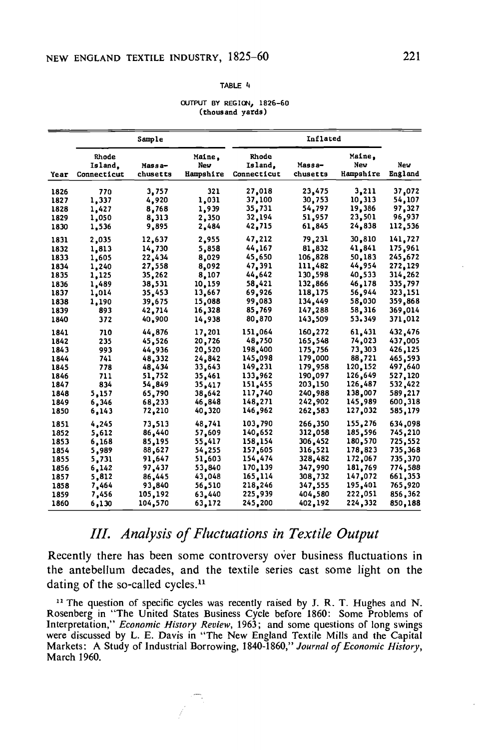TABLE 4

OUTPUT BY REGION, 1826-60
(thousand yards)

| Year | Sample | | | Inflated | | | |
|---|---|---|---|---|---|---|---|
| | Rhode Island, Connecticut | Massa-chusetts | Maine, New Hampshire | Rhode Island, Connecticut | Massa-chusetts | Maine, New Hampshire | New England |
| 1826 | 770 | 3,757 | 321 | 27,018 | 23,475 | 3,211 | 37,072 |
| 1827 | 1,337 | 4,920 | 1,031 | 37,100 | 30,753 | 10,313 | 54,107 |
| 1828 | 1,427 | 8,768 | 1,939 | 35,731 | 54,797 | 19,386 | 97,327 |
| 1829 | 1,050 | 8,313 | 2,350 | 32,194 | 51,957 | 23,501 | 96,937 |
| 1830 | 1,536 | 9,895 | 2,484 | 42,715 | 61,845 | 24,838 | 112,536 |
| 1831 | 2,035 | 12,637 | 2,955 | 47,212 | 79,231 | 30,810 | 141,727 |
| 1832 | 1,813 | 14,730 | 5,858 | 44,167 | 81,832 | 41,841 | 175,961 |
| 1833 | 1,605 | 22,434 | 8,029 | 45,650 | 106,828 | 50,183 | 245,672 |
| 1834 | 1,240 | 27,558 | 8,092 | 47,391 | 111,482 | 44,954 | 272,129 |
| 1835 | 1,125 | 35,262 | 8,107 | 44,642 | 130,598 | 40,533 | 314,262 |
| 1836 | 1,489 | 38,531 | 10,159 | 58,421 | 132,866 | 46,178 | 335,797 |
| 1837 | 1,014 | 35,453 | 13,667 | 69,926 | 118,175 | 56,944 | 323,151 |
| 1838 | 1,190 | 39,675 | 15,088 | 99,083 | 134,449 | 58,030 | 359,868 |
| 1839 | 893 | 42,714 | 16,328 | 85,769 | 147,288 | 58,316 | 369,014 |
| 1840 | 372 | 40,900 | 14,938 | 80,870 | 143,509 | 53.349 | 371,012 |
| 1841 | 710 | 44,876 | 17,201 | 151,064 | 160,272 | 61,431 | 432,476 |
| 1842 | 235 | 45,526 | 20,726 | 48,750 | 165,548 | 74,023 | 437,005 |
| 1843 | 993 | 44,936 | 20,520 | 198,400 | 175,756 | 73,303 | 426,125 |
| 1844 | 741 | 48,332 | 24,842 | 145,098 | 179,000 | 88,721 | 465,593 |
| 1845 | 778 | 48,434 | 33,643 | 149,231 | 179,958 | 120,152 | 497,640 |
| 1846 | 711 | 51,752 | 35,461 | 133,962 | 190,097 | 126,649 | 527,120 |
| 1847 | 834 | 54,849 | 35,417 | 151,455 | 203,150 | 126,487 | 532,422 |
| 1848 | 5,157 | 65,790 | 38,642 | 117,740 | 240,988 | 138,007 | 589,217 |
| 1849 | 6,346 | 68,233 | 46,848 | 148,271 | 242,902 | 145,989 | 600,318 |
| 1850 | 6,143 | 72,210 | 40,320 | 146,962 | 262,583 | 127,032 | 585,179 |
| 1851 | 4,245 | 73,513 | 48,741 | 103,790 | 266,350 | 155,276 | 634,098 |
| 1852 | 5,612 | 86,440 | 57,609 | 140,652 | 312,058 | 185,596 | 745,210 |
| 1853 | 6,168 | 85,195 | 55,417 | 158,154 | 306,452 | 180,570 | 725,552 |
| 1854 | 5,989 | 88,627 | 54,255 | 157,605 | 316,521 | 178,823 | 735,368 |
| 1855 | 5,731 | 91,647 | 51,603 | 154,474 | 328,482 | 172,067 | 735,370 |
| 1856 | 6,142 | 97,437 | 53,840 | 170,139 | 347,990 | 181,769 | 774,588 |
| 1857 | 5,812 | 86,445 | 43,048 | 165,114 | 308,732 | 147,072 | 661,353 |
| 1858 | 7,464 | 93,840 | 56,510 | 218,246 | 347,555 | 195,401 | 765,920 |
| 1859 | 7,456 | 105,192 | 63,440 | 225,939 | 404,580 | 222,051 | 856,362 |
| 1860 | 6,130 | 104,570 | 63,172 | 245,200 | 402,192 | 224,332 | 850,188 |

## III. *Analysis of Fluctuations in Textile Output*

Recently there has been some controversy over business fluctuations in the antebellum decades, and the textile series cast some light on the dating of the so-called cycles.[11]

[11] The question of specific cycles was recently raised by J. R. T. Hughes and N. Rosenberg in "The United States Business Cycle before 1860: Some Problems of Interpretation," *Economic History Review*, 1963; and some questions of long swings were discussed by L. E. Davis in "The New England Textile Mills and the Capital Markets: A Study of Industrial Borrowing, 1840-1860," *Journal of Economic History*, March 1960.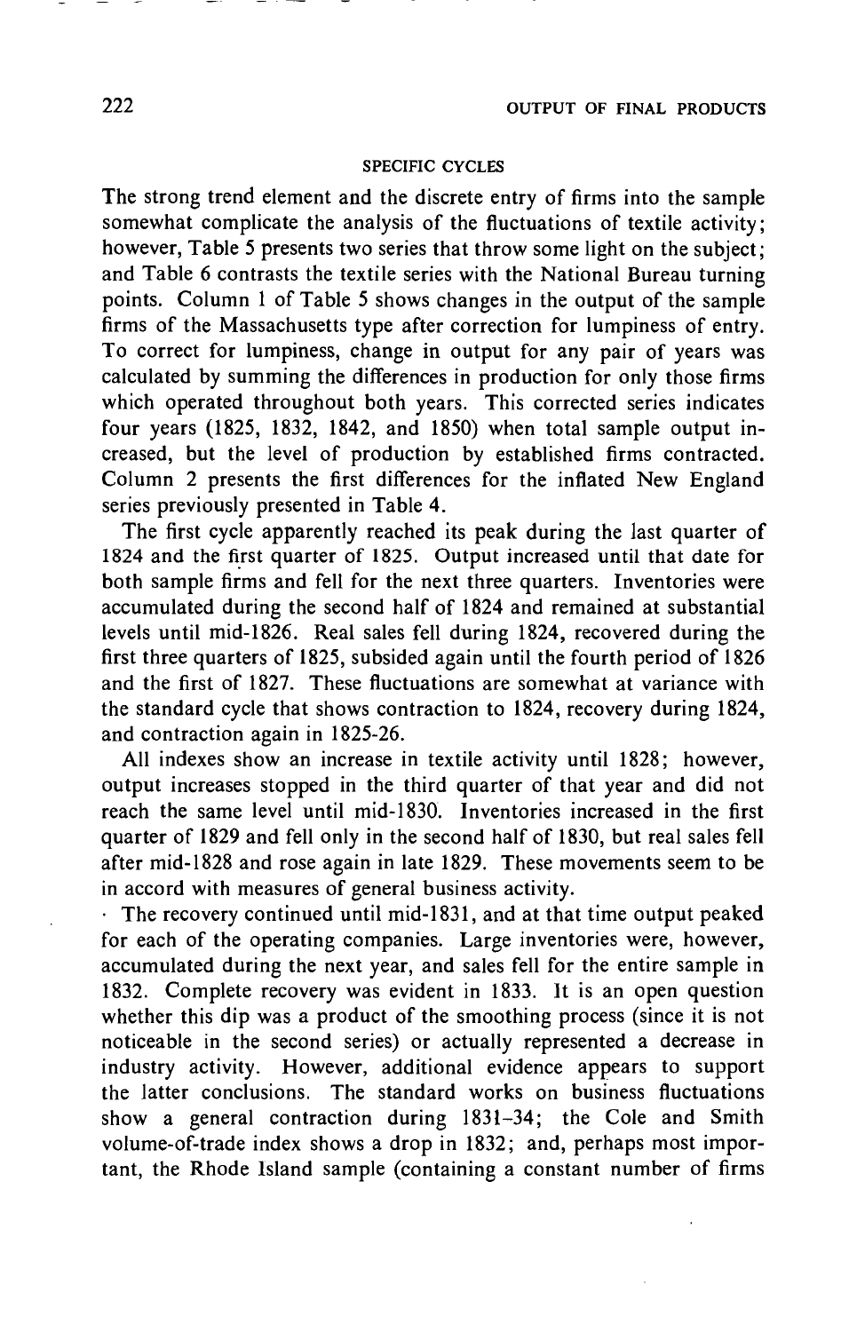### SPECIFIC CYCLES

The strong trend element and the discrete entry of firms into the sample somewhat complicate the analysis of the fluctuations of textile activity; however, Table 5 presents two series that throw some light on the subject; and Table 6 contrasts the textile series with the National Bureau turning points. Column 1 of Table 5 shows changes in the output of the sample firms of the Massachusetts type after correction for lumpiness of entry. To correct for lumpiness, change in output for any pair of years was calculated by summing the differences in production for only those firms which operated throughout both years. This corrected series indicates four years (1825, 1832, 1842, and 1850) when total sample output increased, but the level of production by established firms contracted. Column 2 presents the first differences for the inflated New England series previously presented in Table 4.

The first cycle apparently reached its peak during the last quarter of 1824 and the first quarter of 1825. Output increased until that date for both sample firms and fell for the next three quarters. Inventories were accumulated during the second half of 1824 and remained at substantial levels until mid-1826. Real sales fell during 1824, recovered during the first three quarters of 1825, subsided again until the fourth period of 1826 and the first of 1827. These fluctuations are somewhat at variance with the standard cycle that shows contraction to 1824, recovery during 1824, and contraction again in 1825-26.

All indexes show an increase in textile activity until 1828; however, output increases stopped in the third quarter of that year and did not reach the same level until mid-1830. Inventories increased in the first quarter of 1829 and fell only in the second half of 1830, but real sales fell after mid-1828 and rose again in late 1829. These movements seem to be in accord with measures of general business activity.

The recovery continued until mid-1831, and at that time output peaked for each of the operating companies. Large inventories were, however, accumulated during the next year, and sales fell for the entire sample in 1832. Complete recovery was evident in 1833. It is an open question whether this dip was a product of the smoothing process (since it is not noticeable in the second series) or actually represented a decrease in industry activity. However, additional evidence appears to support the latter conclusions. The standard works on business fluctuations show a general contraction during 1831–34; the Cole and Smith volume-of-trade index shows a drop in 1832; and, perhaps most important, the Rhode Island sample (containing a constant number of firms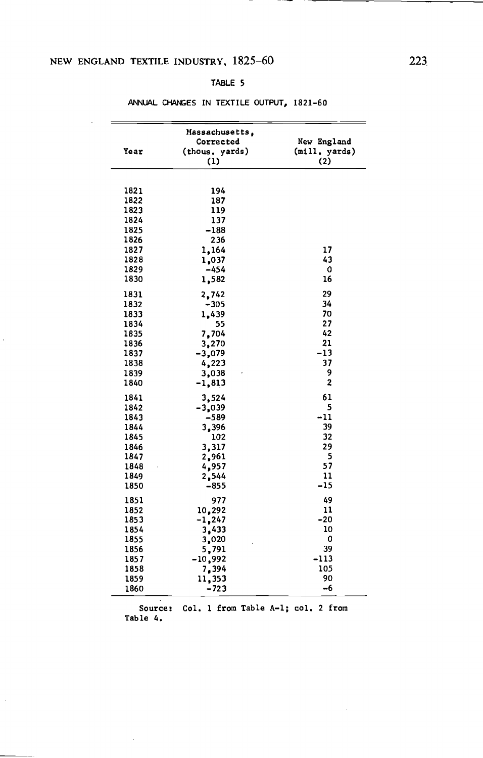TABLE 5

ANNUAL CHANGES IN TEXTILE OUTPUT, 1821-60

| Year | Massachusetts, Corrected (thous. yards) (1) | New England (mill. yards) (2) |
|---|---|---|
| 1821 | 194 | |
| 1822 | 187 | |
| 1823 | 119 | |
| 1824 | 137 | |
| 1825 | -188 | |
| 1826 | 236 | |
| 1827 | 1,164 | 17 |
| 1828 | 1,037 | 43 |
| 1829 | -454 | 0 |
| 1830 | 1,582 | 16 |
| 1831 | 2,742 | 29 |
| 1832 | -305 | 34 |
| 1833 | 1,439 | 70 |
| 1834 | 55 | 27 |
| 1835 | 7,704 | 42 |
| 1836 | 3,270 | 21 |
| 1837 | -3,079 | -13 |
| 1838 | 4,223 | 37 |
| 1839 | 3,038 | 9 |
| 1840 | -1,813 | 2 |
| 1841 | 3,524 | 61 |
| 1842 | -3,039 | 5 |
| 1843 | -589 | -11 |
| 1844 | 3,396 | 39 |
| 1845 | 102 | 32 |
| 1846 | 3,317 | 29 |
| 1847 | 2,961 | 5 |
| 1848 | 4,957 | 57 |
| 1849 | 2,544 | 11 |
| 1850 | -855 | -15 |
| 1851 | 977 | 49 |
| 1852 | 10,292 | 11 |
| 1853 | -1,247 | -20 |
| 1854 | 3,433 | 10 |
| 1855 | 3,020 | 0 |
| 1856 | 5,791 | 39 |
| 1857 | -10,992 | -113 |
| 1858 | 7,394 | 105 |
| 1859 | 11,353 | 90 |
| 1860 | -723 | -6 |

Source: Col. 1 from Table A-1; col. 2 from Table 4.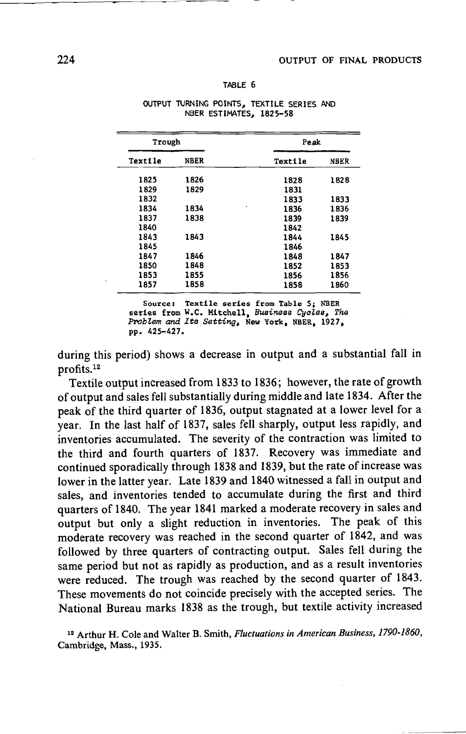TABLE 6

OUTPUT TURNING POINTS, TEXTILE SERIES AND NBER ESTIMATES, 1825-58

| Trough | | Peak | |
|---|---|---|---|
| Textile | NBER | Textile | NBER |
| 1825 | 1826 | 1828 | 1828 |
| 1829 | 1829 | 1831 | |
| 1832 | | 1833 | 1833 |
| 1834 | 1834 | 1836 | 1836 |
| 1837 | 1838 | 1839 | 1839 |
| 1840 | | 1842 | |
| 1843 | 1843 | 1844 | 1845 |
| 1845 | | 1846 | |
| 1847 | 1846 | 1848 | 1847 |
| 1850 | 1848 | 1852 | 1853 |
| 1853 | 1855 | 1856 | 1856 |
| 1857 | 1858 | 1858 | 1860 |

Source: Textile series from Table 5; NBER series from W.C. Mitchell, *Business Cycles, The Problem and Its Setting*, New York, NBER, 1927, pp. 425-427.

during this period) shows a decrease in output and a substantial fall in profits.[12]

Textile output increased from 1833 to 1836; however, the rate of growth of output and sales fell substantially during middle and late 1834. After the peak of the third quarter of 1836, output stagnated at a lower level for a year. In the last half of 1837, sales fell sharply, output less rapidly, and inventories accumulated. The severity of the contraction was limited to the third and fourth quarters of 1837. Recovery was immediate and continued sporadically through 1838 and 1839, but the rate of increase was lower in the latter year. Late 1839 and 1840 witnessed a fall in output and sales, and inventories tended to accumulate during the first and third quarters of 1840. The year 1841 marked a moderate recovery in sales and output but only a slight reduction in inventories. The peak of this moderate recovery was reached in the second quarter of 1842, and was followed by three quarters of contracting output. Sales fell during the same period but not as rapidly as production, and as a result inventories were reduced. The trough was reached by the second quarter of 1843. These movements do not coincide precisely with the accepted series. The National Bureau marks 1838 as the trough, but textile activity increased

[12] Arthur H. Cole and Walter B. Smith, *Fluctuations in American Business, 1790-1860*, Cambridge, Mass., 1935.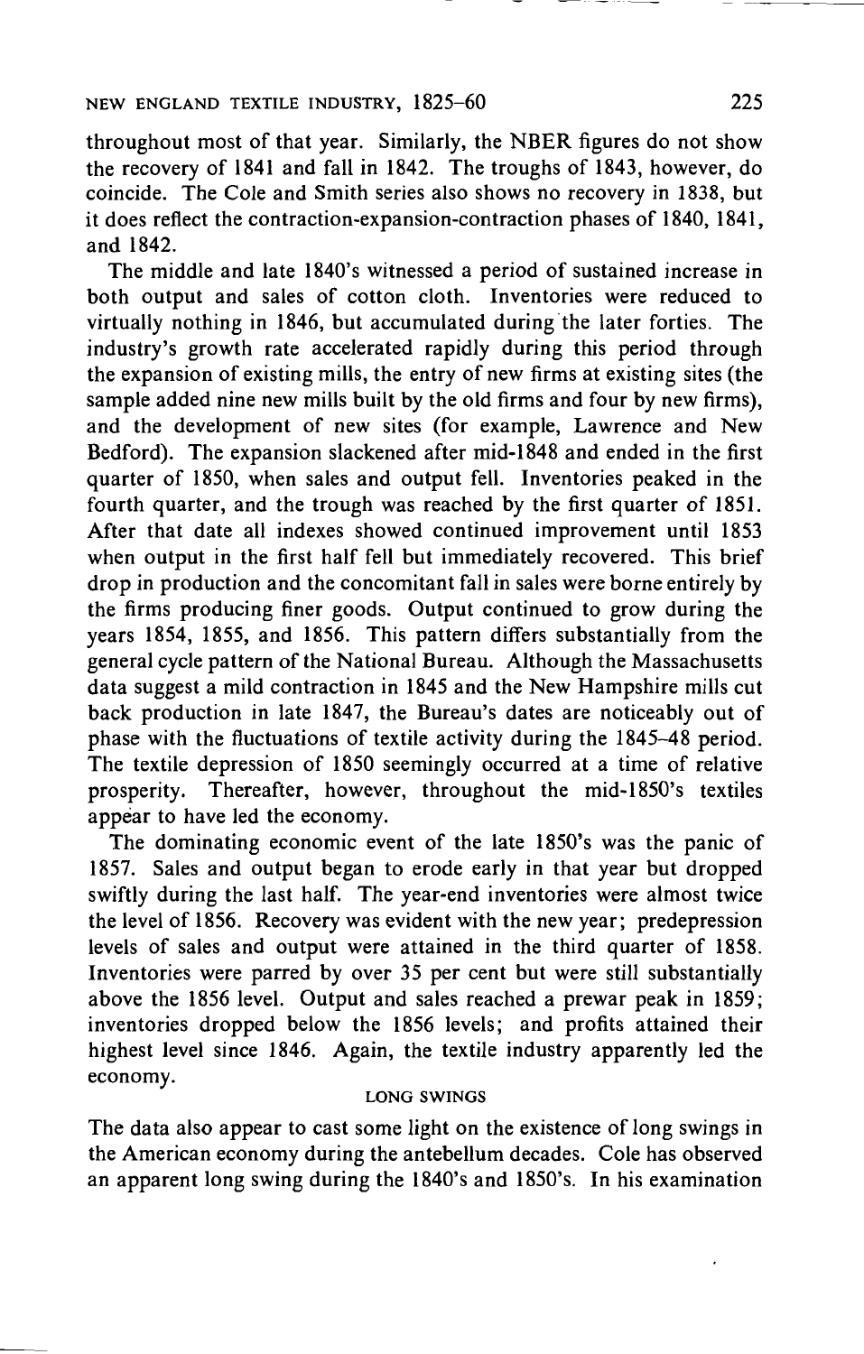throughout most of that year. Similarly, the NBER figures do not show the recovery of 1841 and fall in 1842. The troughs of 1843, however, do coincide. The Cole and Smith series also shows no recovery in 1838, but it does reflect the contraction-expansion-contraction phases of 1840, 1841, and 1842.

The middle and late 1840's witnessed a period of sustained increase in both output and sales of cotton cloth. Inventories were reduced to virtually nothing in 1846, but accumulated during the later forties. The industry's growth rate accelerated rapidly during this period through the expansion of existing mills, the entry of new firms at existing sites (the sample added nine new mills built by the old firms and four by new firms), and the development of new sites (for example, Lawrence and New Bedford). The expansion slackened after mid-1848 and ended in the first quarter of 1850, when sales and output fell. Inventories peaked in the fourth quarter, and the trough was reached by the first quarter of 1851. After that date all indexes showed continued improvement until 1853 when output in the first half fell but immediately recovered. This brief drop in production and the concomitant fall in sales were borne entirely by the firms producing finer goods. Output continued to grow during the years 1854, 1855, and 1856. This pattern differs substantially from the general cycle pattern of the National Bureau. Although the Massachusetts data suggest a mild contraction in 1845 and the New Hampshire mills cut back production in late 1847, the Bureau's dates are noticeably out of phase with the fluctuations of textile activity during the 1845–48 period. The textile depression of 1850 seemingly occurred at a time of relative prosperity. Thereafter, however, throughout the mid-1850's textiles appear to have led the economy.

The dominating economic event of the late 1850's was the panic of 1857. Sales and output began to erode early in that year but dropped swiftly during the last half. The year-end inventories were almost twice the level of 1856. Recovery was evident with the new year; predepression levels of sales and output were attained in the third quarter of 1858. Inventories were parred by over 35 per cent but were still substantially above the 1856 level. Output and sales reached a prewar peak in 1859; inventories dropped below the 1856 levels; and profits attained their highest level since 1846. Again, the textile industry apparently led the economy.

### LONG SWINGS

The data also appear to cast some light on the existence of long swings in the American economy during the antebellum decades. Cole has observed an apparent long swing during the 1840's and 1850's. In his examination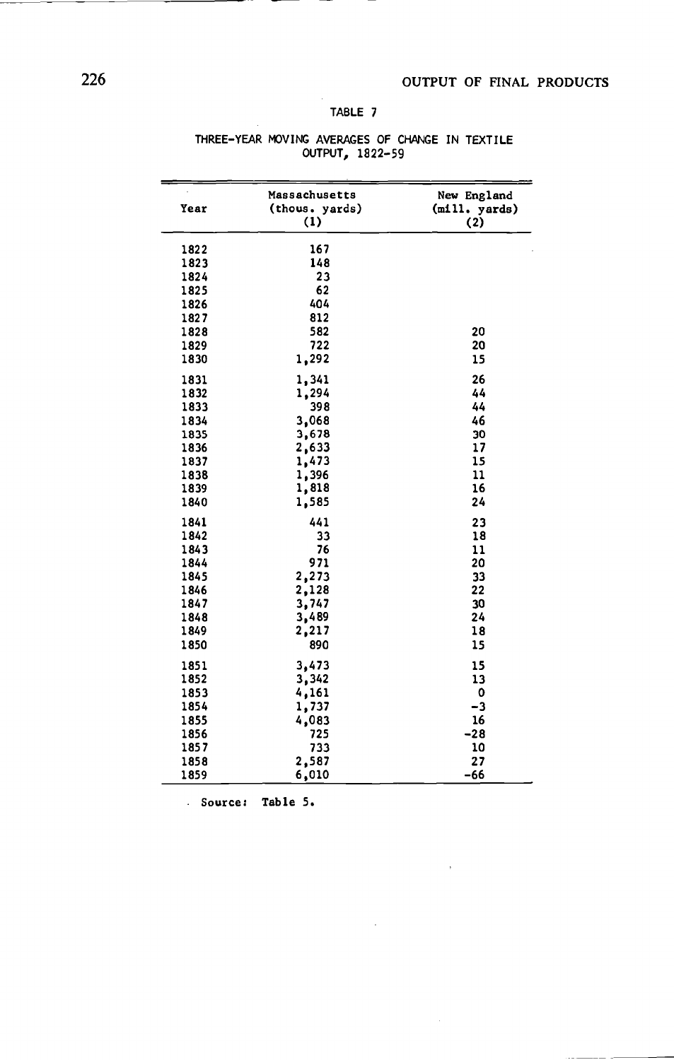TABLE 7

THREE-YEAR MOVING AVERAGES OF CHANGE IN TEXTILE OUTPUT, 1822-59

| Year | Massachusetts (thous. yards) (1) | New England (mill. yards) (2) |
|---|---|---|
| 1822 | 167 | |
| 1823 | 148 | |
| 1824 | 23 | |
| 1825 | 62 | |
| 1826 | 404 | |
| 1827 | 812 | |
| 1828 | 582 | 20 |
| 1829 | 722 | 20 |
| 1830 | 1,292 | 15 |
| 1831 | 1,341 | 26 |
| 1832 | 1,294 | 44 |
| 1833 | 398 | 44 |
| 1834 | 3,068 | 46 |
| 1835 | 3,678 | 30 |
| 1836 | 2,633 | 17 |
| 1837 | 1,473 | 15 |
| 1838 | 1,396 | 11 |
| 1839 | 1,818 | 16 |
| 1840 | 1,585 | 24 |
| 1841 | 441 | 23 |
| 1842 | 33 | 18 |
| 1843 | 76 | 11 |
| 1844 | 971 | 20 |
| 1845 | 2,273 | 33 |
| 1846 | 2,128 | 22 |
| 1847 | 3,747 | 30 |
| 1848 | 3,489 | 24 |
| 1849 | 2,217 | 18 |
| 1850 | 890 | 15 |
| 1851 | 3,473 | 15 |
| 1852 | 3,342 | 13 |
| 1853 | 4,161 | 0 |
| 1854 | 1,737 | -3 |
| 1855 | 4,083 | 16 |
| 1856 | 725 | -28 |
| 1857 | 733 | 10 |
| 1858 | 2,587 | 27 |
| 1859 | 6,010 | -66 |

Source: Table 5.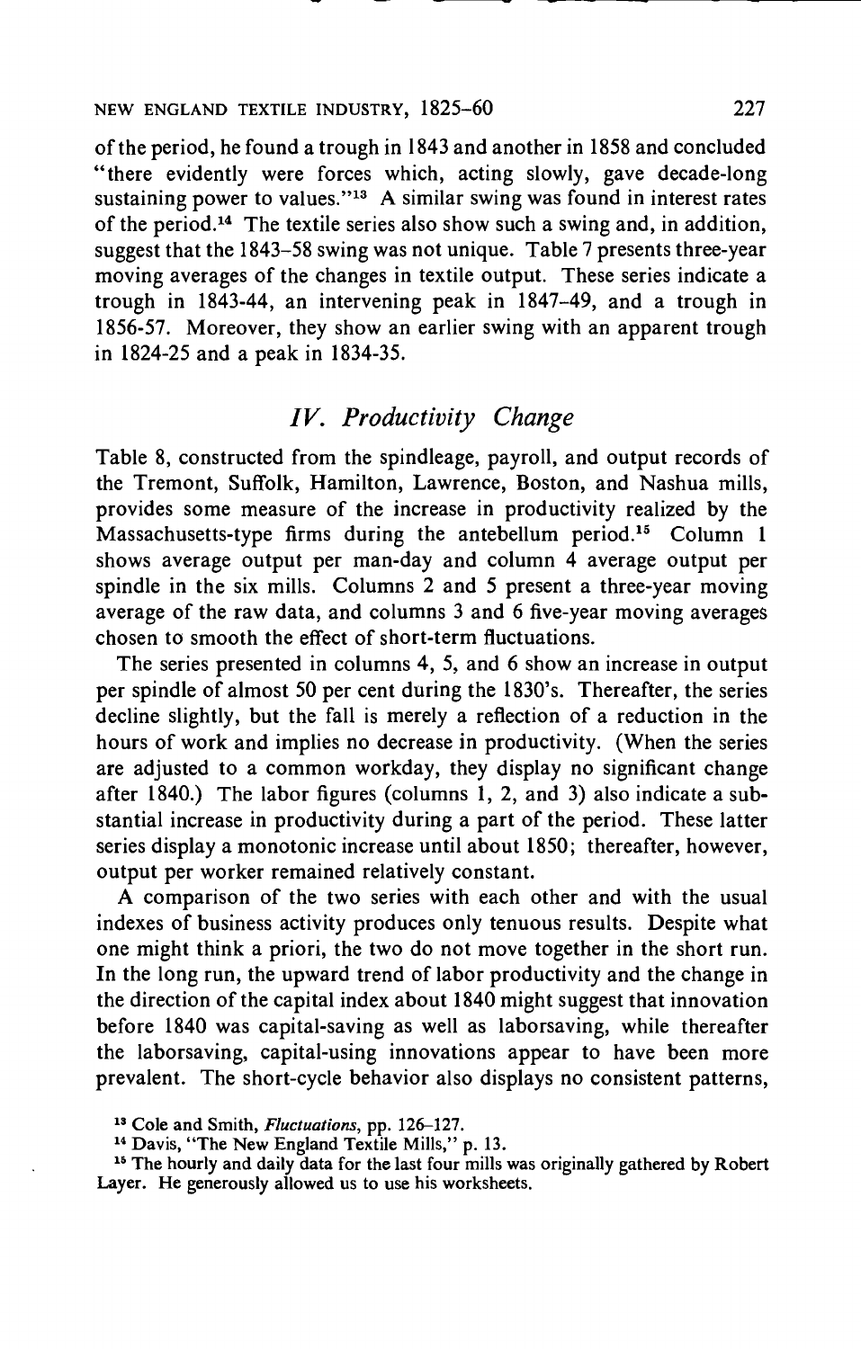of the period, he found a trough in 1843 and another in 1858 and concluded "there evidently were forces which, acting slowly, gave decade-long sustaining power to values."[13] A similar swing was found in interest rates of the period.[14] The textile series also show such a swing and, in addition, suggest that the 1843–58 swing was not unique. Table 7 presents three-year moving averages of the changes in textile output. These series indicate a trough in 1843-44, an intervening peak in 1847–49, and a trough in 1856-57. Moreover, they show an earlier swing with an apparent trough in 1824-25 and a peak in 1834-35.

## *IV. Productivity Change*

Table 8, constructed from the spindleage, payroll, and output records of the Tremont, Suffolk, Hamilton, Lawrence, Boston, and Nashua mills, provides some measure of the increase in productivity realized by the Massachusetts-type firms during the antebellum period.[15] Column 1 shows average output per man-day and column 4 average output per spindle in the six mills. Columns 2 and 5 present a three-year moving average of the raw data, and columns 3 and 6 five-year moving averages chosen to smooth the effect of short-term fluctuations.

The series presented in columns 4, 5, and 6 show an increase in output per spindle of almost 50 per cent during the 1830's. Thereafter, the series decline slightly, but the fall is merely a reflection of a reduction in the hours of work and implies no decrease in productivity. (When the series are adjusted to a common workday, they display no significant change after 1840.) The labor figures (columns 1, 2, and 3) also indicate a substantial increase in productivity during a part of the period. These latter series display a monotonic increase until about 1850; thereafter, however, output per worker remained relatively constant.

A comparison of the two series with each other and with the usual indexes of business activity produces only tenuous results. Despite what one might think a priori, the two do not move together in the short run. In the long run, the upward trend of labor productivity and the change in the direction of the capital index about 1840 might suggest that innovation before 1840 was capital-saving as well as laborsaving, while thereafter the laborsaving, capital-using innovations appear to have been more prevalent. The short-cycle behavior also displays no consistent patterns,

[13] Cole and Smith, *Fluctuations*, pp. 126–127.

[14] Davis, "The New England Textile Mills," p. 13.

[15] The hourly and daily data for the last four mills was originally gathered by Robert Layer. He generously allowed us to use his worksheets.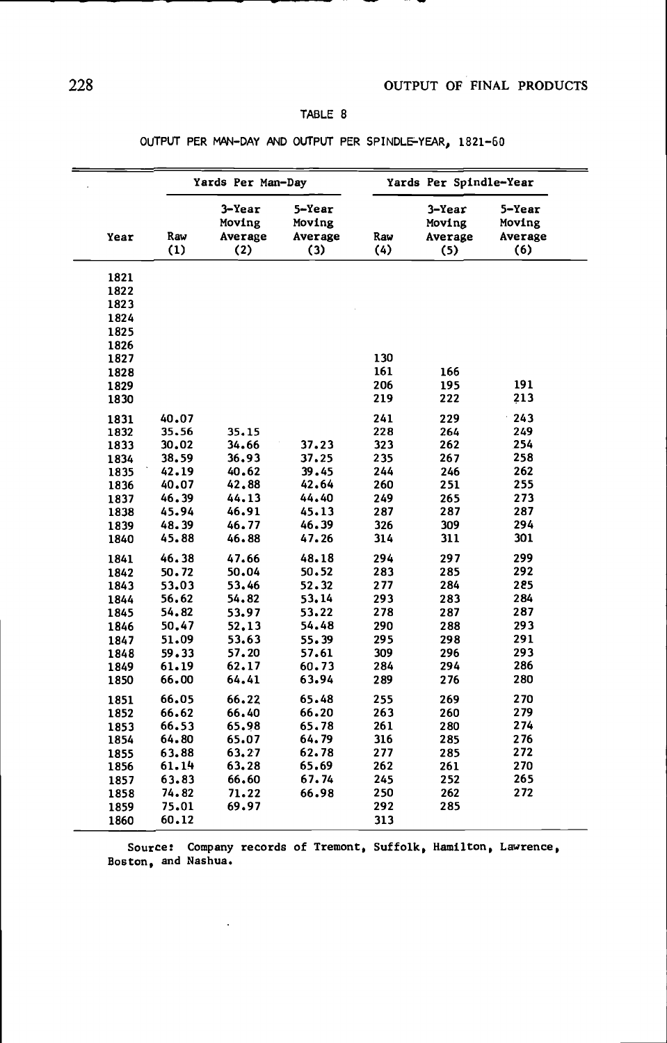TABLE 8

OUTPUT PER MAN-DAY AND OUTPUT PER SPINDLE-YEAR, 1821-60

| | Yards Per Man-Day | | | Yards Per Spindle-Year | | |
|---|---|---|---|---|---|---|
| Year | Raw (1) | 3-Year Moving Average (2) | 5-Year Moving Average (3) | Raw (4) | 3-Year Moving Average (5) | 5-Year Moving Average (6) |
| 1821 | | | | | | |
| 1822 | | | | | | |
| 1823 | | | | | | |
| 1824 | | | | | | |
| 1825 | | | | | | |
| 1826 | | | | | | |
| 1827 | | | | 130 | | |
| 1828 | | | | 161 | 166 | |
| 1829 | | | | 206 | 195 | 191 |
| 1830 | | | | 219 | 222 | 213 |
| 1831 | 40.07 | | | 241 | 229 | 243 |
| 1832 | 35.56 | 35.15 | | 228 | 264 | 249 |
| 1833 | 30.02 | 34.66 | 37.23 | 323 | 262 | 254 |
| 1834 | 38.59 | 36.93 | 37.25 | 235 | 267 | 258 |
| 1835 | 42.19 | 40.62 | 39.45 | 244 | 246 | 262 |
| 1836 | 40.07 | 42.88 | 42.64 | 260 | 251 | 255 |
| 1837 | 46.39 | 44.13 | 44.40 | 249 | 265 | 273 |
| 1838 | 45.94 | 46.91 | 45.13 | 287 | 287 | 287 |
| 1839 | 48.39 | 46.77 | 46.39 | 326 | 309 | 294 |
| 1840 | 45.88 | 46.88 | 47.26 | 314 | 311 | 301 |
| 1841 | 46.38 | 47.66 | 48.18 | 294 | 297 | 299 |
| 1842 | 50.72 | 50.04 | 50.52 | 283 | 285 | 292 |
| 1843 | 53.03 | 53.46 | 52.32 | 277 | 284 | 285 |
| 1844 | 56.62 | 54.82 | 53.14 | 293 | 283 | 284 |
| 1845 | 54.82 | 53.97 | 53.22 | 278 | 287 | 287 |
| 1846 | 50.47 | 52.13 | 54.48 | 290 | 288 | 293 |
| 1847 | 51.09 | 53.63 | 55.39 | 295 | 298 | 291 |
| 1848 | 59.33 | 57.20 | 57.61 | 309 | 296 | 293 |
| 1849 | 61.19 | 62.17 | 60.73 | 284 | 294 | 286 |
| 1850 | 66.00 | 64.41 | 63.94 | 289 | 276 | 280 |
| 1851 | 66.05 | 66.22 | 65.48 | 255 | 269 | 270 |
| 1852 | 66.62 | 66.40 | 66.20 | 263 | 260 | 279 |
| 1853 | 66.53 | 65.98 | 65.78 | 261 | 280 | 274 |
| 1854 | 64.80 | 65.07 | 64.79 | 316 | 285 | 276 |
| 1855 | 63.88 | 63.27 | 62.78 | 277 | 285 | 272 |
| 1856 | 61.14 | 63.28 | 65.69 | 262 | 261 | 270 |
| 1857 | 63.83 | 66.60 | 67.74 | 245 | 252 | 265 |
| 1858 | 74.82 | 71.22 | 66.98 | 250 | 262 | 272 |
| 1859 | 75.01 | 69.97 | | 292 | 285 | |
| 1860 | 60.12 | | | 313 | | |

Source: Company records of Tremont, Suffolk, Hamilton, Lawrence, Boston, and Nashua.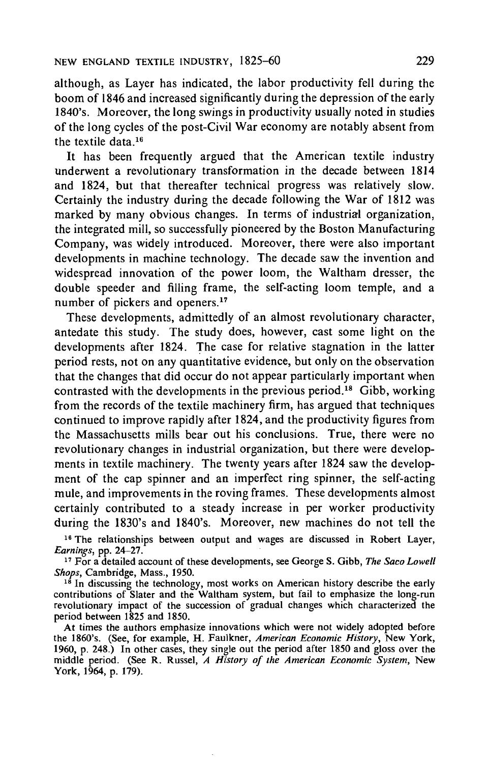although, as Layer has indicated, the labor productivity fell during the boom of 1846 and increased significantly during the depression of the early 1840's. Moreover, the long swings in productivity usually noted in studies of the long cycles of the post-Civil War economy are notably absent from the textile data.[16]

It has been frequently argued that the American textile industry underwent a revolutionary transformation in the decade between 1814 and 1824, but that thereafter technical progress was relatively slow. Certainly the industry during the decade following the War of 1812 was marked by many obvious changes. In terms of industrial organization, the integrated mill, so successfully pioneered by the Boston Manufacturing Company, was widely introduced. Moreover, there were also important developments in machine technology. The decade saw the invention and widespread innovation of the power loom, the Waltham dresser, the double speeder and filling frame, the self-acting loom temple, and a number of pickers and openers.[17]

These developments, admittedly of an almost revolutionary character, antedate this study. The study does, however, cast some light on the developments after 1824. The case for relative stagnation in the latter period rests, not on any quantitative evidence, but only on the observation that the changes that did occur do not appear particularly important when contrasted with the developments in the previous period.[18] Gibb, working from the records of the textile machinery firm, has argued that techniques continued to improve rapidly after 1824, and the productivity figures from the Massachusetts mills bear out his conclusions. True, there were no revolutionary changes in industrial organization, but there were developments in textile machinery. The twenty years after 1824 saw the development of the cap spinner and an imperfect ring spinner, the self-acting mule, and improvements in the roving frames. These developments almost certainly contributed to a steady increase in per worker productivity during the 1830's and 1840's. Moreover, new machines do not tell the

[16] The relationships between output and wages are discussed in Robert Layer, *Earnings*, pp. 24–27.

[17] For a detailed account of these developments, see George S. Gibb, *The Saco Lowell Shops*, Cambridge, Mass., 1950.

[18] In discussing the technology, most works on American history describe the early contributions of Slater and the Waltham system, but fail to emphasize the long-run revolutionary impact of the succession of gradual changes which characterized the period between 1825 and 1850.

At times the authors emphasize innovations which were not widely adopted before the 1860's. (See, for example, H. Faulkner, *American Economic History*, New York, 1960, p. 248.) In other cases, they single out the period after 1850 and gloss over the middle period. (See R. Russel, *A History of the American Economic System*, New York, 1964, p. 179).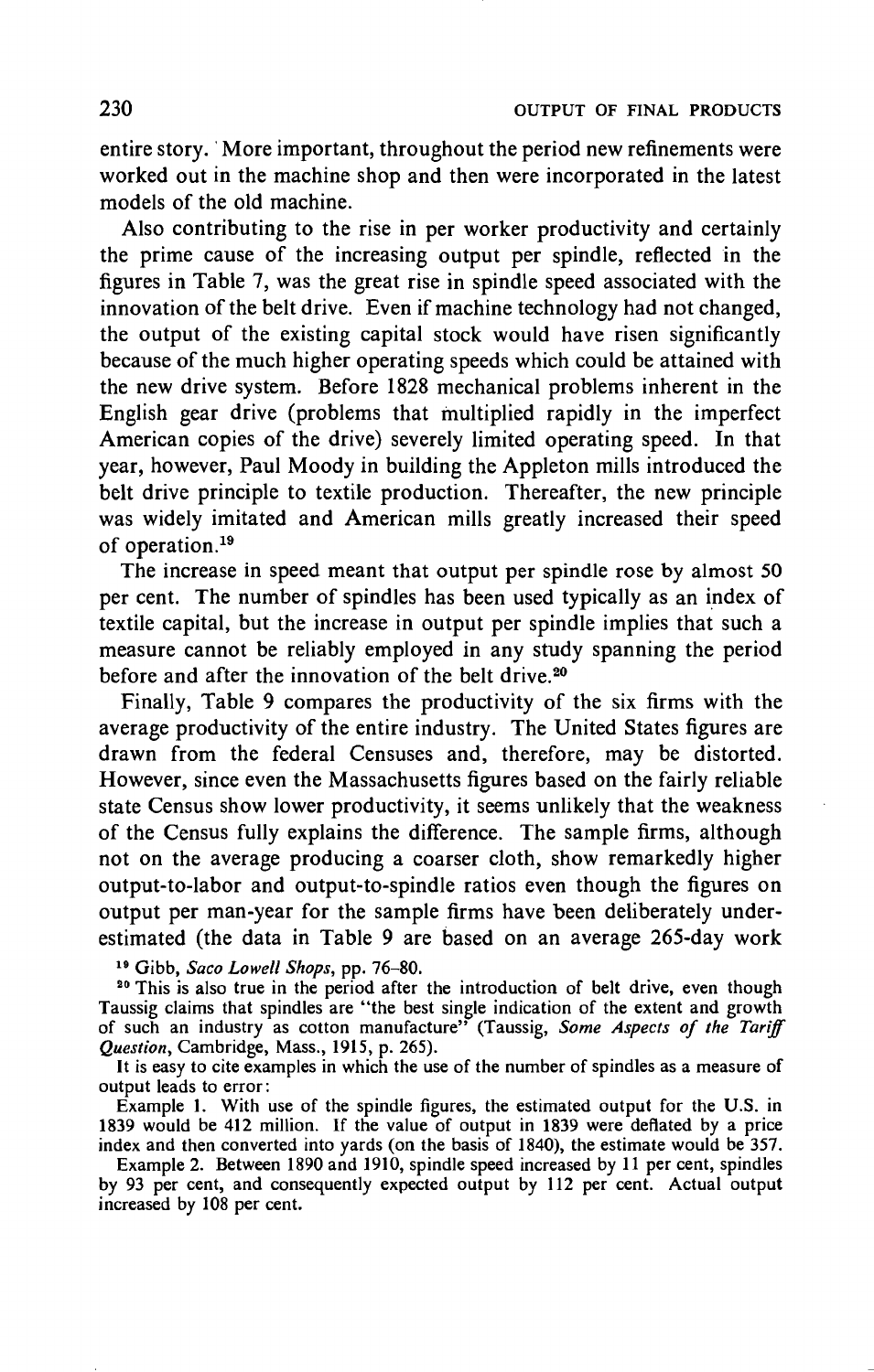entire story. More important, throughout the period new refinements were worked out in the machine shop and then were incorporated in the latest models of the old machine.

Also contributing to the rise in per worker productivity and certainly the prime cause of the increasing output per spindle, reflected in the figures in Table 7, was the great rise in spindle speed associated with the innovation of the belt drive. Even if machine technology had not changed, the output of the existing capital stock would have risen significantly because of the much higher operating speeds which could be attained with the new drive system. Before 1828 mechanical problems inherent in the English gear drive (problems that multiplied rapidly in the imperfect American copies of the drive) severely limited operating speed. In that year, however, Paul Moody in building the Appleton mills introduced the belt drive principle to textile production. Thereafter, the new principle was widely imitated and American mills greatly increased their speed of operation.[19]

The increase in speed meant that output per spindle rose by almost 50 per cent. The number of spindles has been used typically as an index of textile capital, but the increase in output per spindle implies that such a measure cannot be reliably employed in any study spanning the period before and after the innovation of the belt drive.[20]

Finally, Table 9 compares the productivity of the six firms with the average productivity of the entire industry. The United States figures are drawn from the federal Censuses and, therefore, may be distorted. However, since even the Massachusetts figures based on the fairly reliable state Census show lower productivity, it seems unlikely that the weakness of the Census fully explains the difference. The sample firms, although not on the average producing a coarser cloth, show remarkedly higher output-to-labor and output-to-spindle ratios even though the figures on output per man-year for the sample firms have been deliberately underestimated (the data in Table 9 are based on an average 265-day work

[19] Gibb, *Saco Lowell Shops*, pp. 76–80.

[20] This is also true in the period after the introduction of belt drive, even though Taussig claims that spindles are "the best single indication of the extent and growth of such an industry as cotton manufacture" (Taussig, *Some Aspects of the Tariff Question*, Cambridge, Mass., 1915, p. 265).

It is easy to cite examples in which the use of the number of spindles as a measure of output leads to error:

Example 1. With use of the spindle figures, the estimated output for the U.S. in 1839 would be 412 million. If the value of output in 1839 were deflated by a price index and then converted into yards (on the basis of 1840), the estimate would be 357.

Example 2. Between 1890 and 1910, spindle speed increased by 11 per cent, spindles by 93 per cent, and consequently expected output by 112 per cent. Actual output increased by 108 per cent.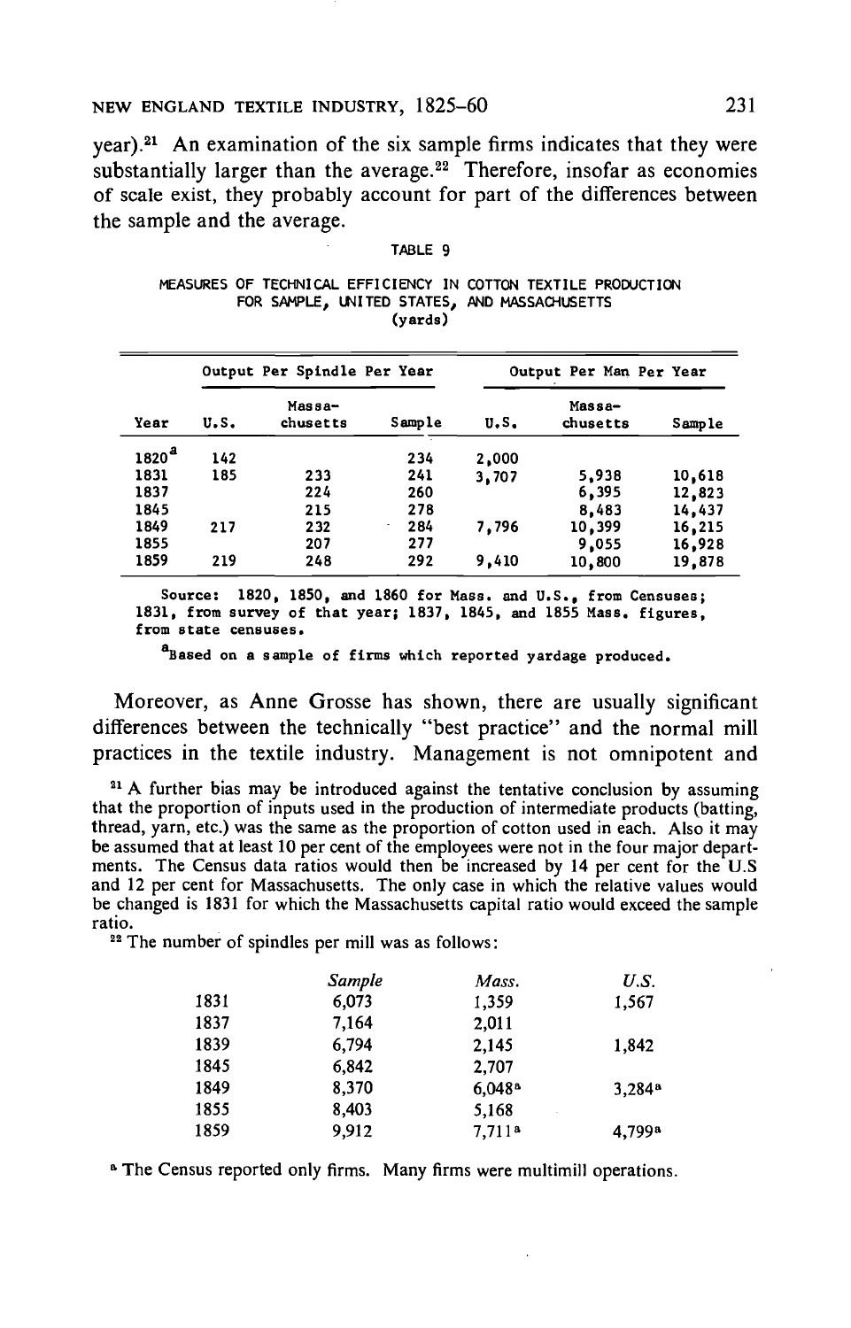year).[21] An examination of the six sample firms indicates that they were substantially larger than the average.[22] Therefore, insofar as economies of scale exist, they probably account for part of the differences between the sample and the average.

TABLE 9

MEASURES OF TECHNICAL EFFICIENCY IN COTTON TEXTILE PRODUCTION FOR SAMPLE, UNITED STATES, AND MASSACHUSETTS (yards)

| | Output Per Spindle Per Year | | | Output Per Man Per Year | | |
|---|---|---|---|---|---|---|
| Year | U.S. | Massa-chusetts | Sample | U.S. | Massa-chusetts | Sample |
| 1820[a] | 142 | | 234 | 2,000 | | |
| 1831 | 185 | 233 | 241 | 3,707 | 5,938 | 10,618 |
| 1837 | | 224 | 260 | | 6,395 | 12,823 |
| 1845 | | 215 | 278 | | 8,483 | 14,437 |
| 1849 | 217 | 232 | 284 | 7,796 | 10,399 | 16,215 |
| 1855 | | 207 | 277 | | 9,055 | 16,928 |
| 1859 | 219 | 248 | 292 | 9,410 | 10,800 | 19,878 |

Source: 1820, 1850, and 1860 for Mass. and U.S., from Censuses; 1831, from survey of that year; 1837, 1845, and 1855 Mass. figures, from state censuses.

[a]Based on a sample of firms which reported yardage produced.

Moreover, as Anne Grosse has shown, there are usually significant differences between the technically "best practice" and the normal mill practices in the textile industry. Management is not omnipotent and

[21] A further bias may be introduced against the tentative conclusion by assuming that the proportion of inputs used in the production of intermediate products (batting, thread, yarn, etc.) was the same as the proportion of cotton used in each. Also it may be assumed that at least 10 per cent of the employees were not in the four major departments. The Census data ratios would then be increased by 14 per cent for the U.S and 12 per cent for Massachusetts. The only case in which the relative values would be changed is 1831 for which the Massachusetts capital ratio would exceed the sample ratio.

[22] The number of spindles per mill was as follows:

| | *Sample* | *Mass.* | *U.S.* |
|---|---|---|---|
| 1831 | 6,073 | 1,359 | 1,567 |
| 1837 | 7,164 | 2,011 | |
| 1839 | 6,794 | 2,145 | 1,842 |
| 1845 | 6,842 | 2,707 | |
| 1849 | 8,370 | 6,048[a] | 3,284[a] |
| 1855 | 8,403 | 5,168 | |
| 1859 | 9,912 | 7,711[a] | 4,799[a] |

[a] The Census reported only firms. Many firms were multimill operations.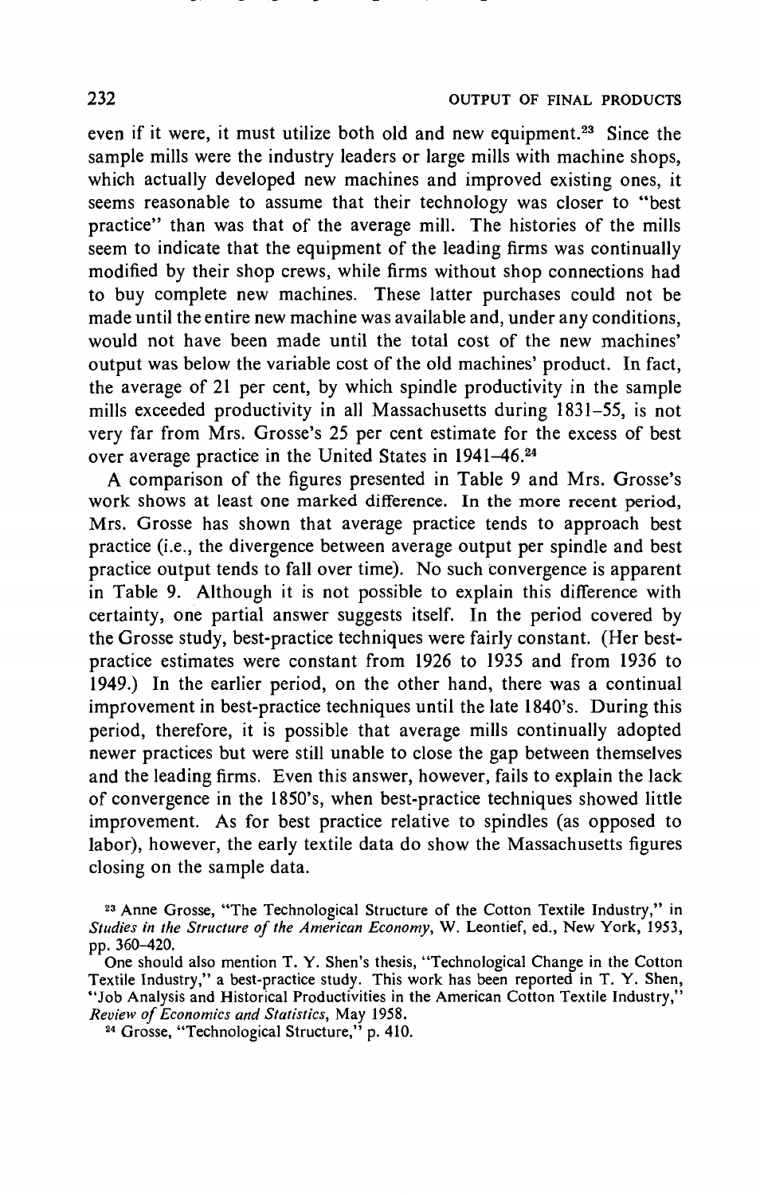even if it were, it must utilize both old and new equipment.[23] Since the sample mills were the industry leaders or large mills with machine shops, which actually developed new machines and improved existing ones, it seems reasonable to assume that their technology was closer to "best practice" than was that of the average mill. The histories of the mills seem to indicate that the equipment of the leading firms was continually modified by their shop crews, while firms without shop connections had to buy complete new machines. These latter purchases could not be made until the entire new machine was available and, under any conditions, would not have been made until the total cost of the new machines' output was below the variable cost of the old machines' product. In fact, the average of 21 per cent, by which spindle productivity in the sample mills exceeded productivity in all Massachusetts during 1831–55, is not very far from Mrs. Grosse's 25 per cent estimate for the excess of best over average practice in the United States in 1941–46.[24]

A comparison of the figures presented in Table 9 and Mrs. Grosse's work shows at least one marked difference. In the more recent period, Mrs. Grosse has shown that average practice tends to approach best practice (i.e., the divergence between average output per spindle and best practice output tends to fall over time). No such convergence is apparent in Table 9. Although it is not possible to explain this difference with certainty, one partial answer suggests itself. In the period covered by the Grosse study, best-practice techniques were fairly constant. (Her best-practice estimates were constant from 1926 to 1935 and from 1936 to 1949.) In the earlier period, on the other hand, there was a continual improvement in best-practice techniques until the late 1840's. During this period, therefore, it is possible that average mills continually adopted newer practices but were still unable to close the gap between themselves and the leading firms. Even this answer, however, fails to explain the lack of convergence in the 1850's, when best-practice techniques showed little improvement. As for best practice relative to spindles (as opposed to labor), however, the early textile data do show the Massachusetts figures closing on the sample data.

[23] Anne Grosse, "The Technological Structure of the Cotton Textile Industry," in *Studies in the Structure of the American Economy*, W. Leontief, ed., New York, 1953, pp. 360–420.

One should also mention T. Y. Shen's thesis, "Technological Change in the Cotton Textile Industry," a best-practice study. This work has been reported in T. Y. Shen, "Job Analysis and Historical Productivities in the American Cotton Textile Industry," *Review of Economics and Statistics*, May 1958.

[24] Grosse, "Technological Structure," p. 410.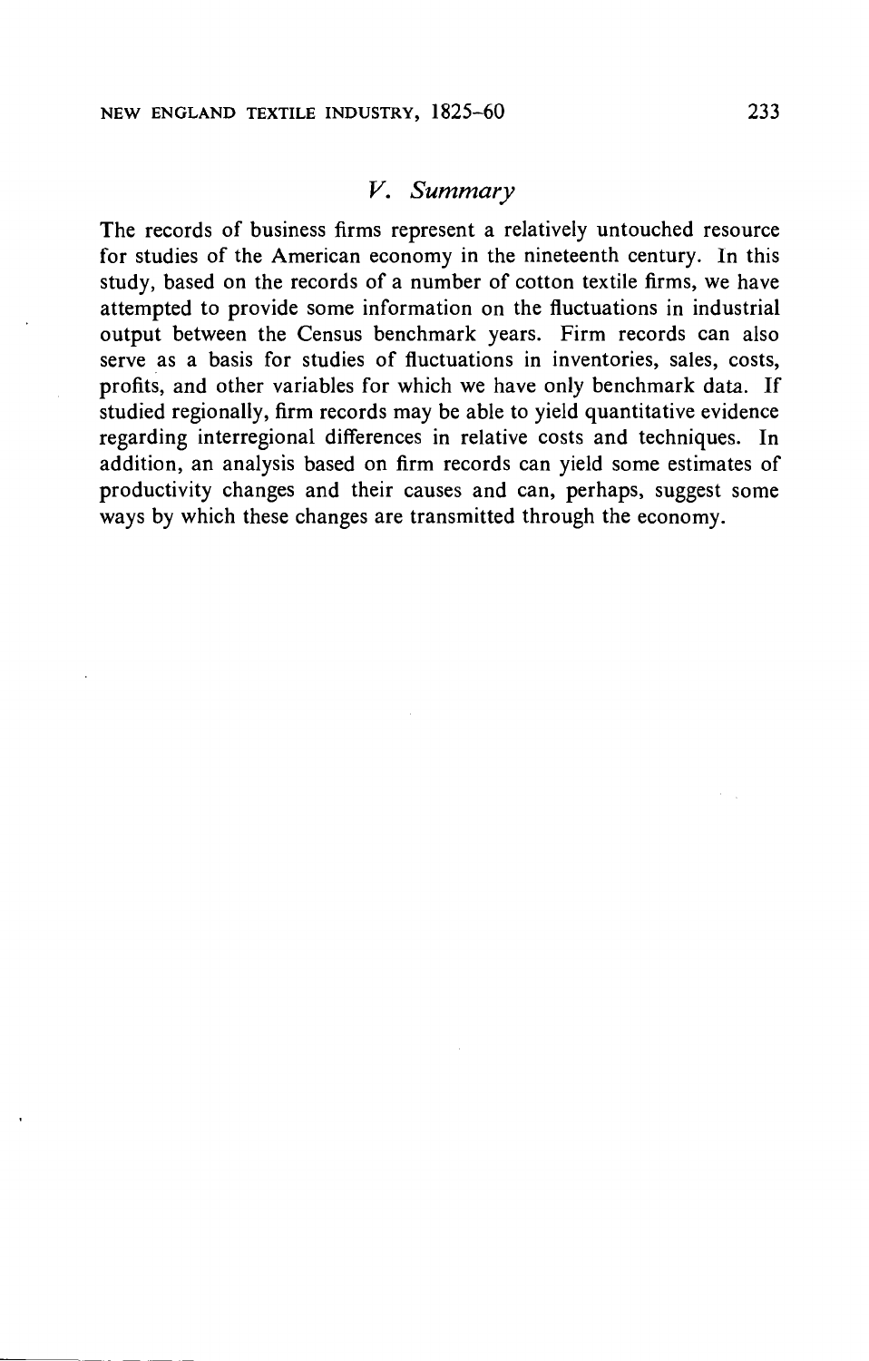## *V. Summary*

The records of business firms represent a relatively untouched resource for studies of the American economy in the nineteenth century. In this study, based on the records of a number of cotton textile firms, we have attempted to provide some information on the fluctuations in industrial output between the Census benchmark years. Firm records can also serve as a basis for studies of fluctuations in inventories, sales, costs, profits, and other variables for which we have only benchmark data. If studied regionally, firm records may be able to yield quantitative evidence regarding interregional differences in relative costs and techniques. In addition, an analysis based on firm records can yield some estimates of productivity changes and their causes and can, perhaps, suggest some ways by which these changes are transmitted through the economy.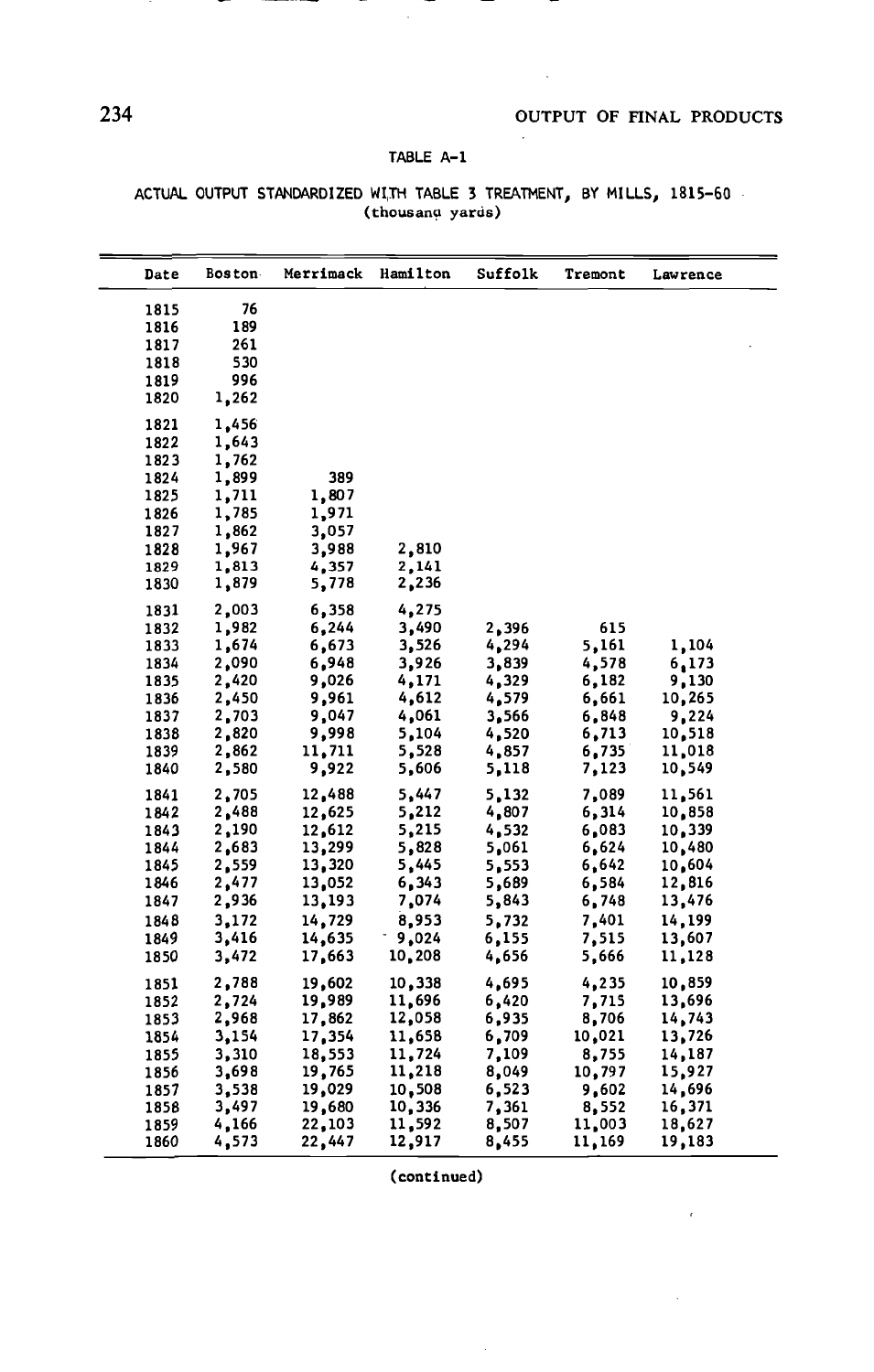TABLE A-1

ACTUAL OUTPUT STANDARDIZED WITH TABLE 3 TREATMENT, BY MILLS, 1815-60
(thousand yards)

| Date | Boston | Merrimack | Hamilton | Suffolk | Tremont | Lawrence |
|---|---|---|---|---|---|---|
| 1815 | 76 | | | | | |
| 1816 | 189 | | | | | |
| 1817 | 261 | | | | | |
| 1818 | 530 | | | | | |
| 1819 | 996 | | | | | |
| 1820 | 1,262 | | | | | |
| 1821 | 1,456 | | | | | |
| 1822 | 1,643 | | | | | |
| 1823 | 1,762 | | | | | |
| 1824 | 1,899 | 389 | | | | |
| 1825 | 1,711 | 1,807 | | | | |
| 1826 | 1,785 | 1,971 | | | | |
| 1827 | 1,862 | 3,057 | | | | |
| 1828 | 1,967 | 3,988 | 2,810 | | | |
| 1829 | 1,813 | 4,357 | 2,141 | | | |
| 1830 | 1,879 | 5,778 | 2,236 | | | |
| 1831 | 2,003 | 6,358 | 4,275 | | | |
| 1832 | 1,982 | 6,244 | 3,490 | 2,396 | 615 | |
| 1833 | 1,674 | 6,673 | 3,526 | 4,294 | 5,161 | 1,104 |
| 1834 | 2,090 | 6,948 | 3,926 | 3,839 | 4,578 | 6,173 |
| 1835 | 2,420 | 9,026 | 4,171 | 4,329 | 6,182 | 9,130 |
| 1836 | 2,450 | 9,961 | 4,612 | 4,579 | 6,661 | 10,265 |
| 1837 | 2,703 | 9,047 | 4,061 | 3,566 | 6,848 | 9,224 |
| 1838 | 2,820 | 9,998 | 5,104 | 4,520 | 6,713 | 10,518 |
| 1839 | 2,862 | 11,711 | 5,528 | 4,857 | 6,735 | 11,018 |
| 1840 | 2,580 | 9,922 | 5,606 | 5,118 | 7,123 | 10,549 |
| 1841 | 2,705 | 12,488 | 5,447 | 5,132 | 7,089 | 11,561 |
| 1842 | 2,488 | 12,625 | 5,212 | 4,807 | 6,314 | 10,858 |
| 1843 | 2,190 | 12,612 | 5,215 | 4,532 | 6,083 | 10,339 |
| 1844 | 2,683 | 13,299 | 5,828 | 5,061 | 6,624 | 10,480 |
| 1845 | 2,559 | 13,320 | 5,445 | 5,553 | 6,642 | 10,604 |
| 1846 | 2,477 | 13,052 | 6,343 | 5,689 | 6,584 | 12,816 |
| 1847 | 2,936 | 13,193 | 7,074 | 5,843 | 6,748 | 13,476 |
| 1848 | 3,172 | 14,729 | 8,953 | 5,732 | 7,401 | 14,199 |
| 1849 | 3,416 | 14,635 | 9,024 | 6,155 | 7,515 | 13,607 |
| 1850 | 3,472 | 17,663 | 10,208 | 4,656 | 5,666 | 11,128 |
| 1851 | 2,788 | 19,602 | 10,338 | 4,695 | 4,235 | 10,859 |
| 1852 | 2,724 | 19,989 | 11,696 | 6,420 | 7,715 | 13,696 |
| 1853 | 2,968 | 17,862 | 12,058 | 6,935 | 8,706 | 14,743 |
| 1854 | 3,154 | 17,354 | 11,658 | 6,709 | 10,021 | 13,726 |
| 1855 | 3,310 | 18,553 | 11,724 | 7,109 | 8,755 | 14,187 |
| 1856 | 3,698 | 19,765 | 11,218 | 8,049 | 10,797 | 15,927 |
| 1857 | 3,538 | 19,029 | 10,508 | 6,523 | 9,602 | 14,696 |
| 1858 | 3,497 | 19,680 | 10,336 | 7,361 | 8,552 | 16,371 |
| 1859 | 4,166 | 22,103 | 11,592 | 8,507 | 11,003 | 18,627 |
| 1860 | 4,573 | 22,447 | 12,917 | 8,455 | 11,169 | 19,183 |

(continued)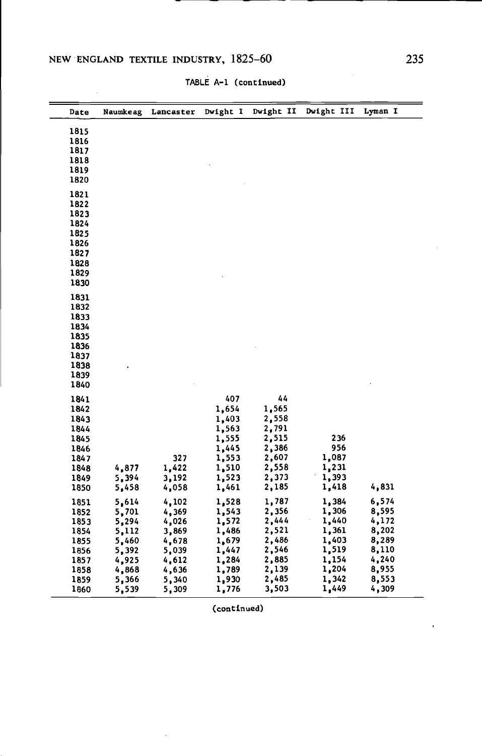TABLE A-1 (continued)

| Date | Naumkeag | Lancaster | Dwight I | Dwight II | Dwight III | Lyman I |
|---|---|---|---|---|---|---|
| 1815 | | | | | | |
| 1816 | | | | | | |
| 1817 | | | | | | |
| 1818 | | | | | | |
| 1819 | | | | | | |
| 1820 | | | | | | |
| 1821 | | | | | | |
| 1822 | | | | | | |
| 1823 | | | | | | |
| 1824 | | | | | | |
| 1825 | | | | | | |
| 1826 | | | | | | |
| 1827 | | | | | | |
| 1828 | | | | | | |
| 1829 | | | | | | |
| 1830 | | | | | | |
| 1831 | | | | | | |
| 1832 | | | | | | |
| 1833 | | | | | | |
| 1834 | | | | | | |
| 1835 | | | | | | |
| 1836 | | | | | | |
| 1837 | | | | | | |
| 1838 | | | | | | |
| 1839 | | | | | | |
| 1840 | | | | | | |
| 1841 | | | 407 | 44 | | |
| 1842 | | | 1,654 | 1,565 | | |
| 1843 | | | 1,403 | 2,558 | | |
| 1844 | | | 1,563 | 2,791 | | |
| 1845 | | | 1,555 | 2,515 | 236 | |
| 1846 | | | 1,445 | 2,386 | 956 | |
| 1847 | | 327 | 1,553 | 2,607 | 1,087 | |
| 1848 | 4,877 | 1,422 | 1,510 | 2,558 | 1,231 | |
| 1849 | 5,394 | 3,192 | 1,523 | 2,373 | 1,393 | |
| 1850 | 5,458 | 4,058 | 1,461 | 2,185 | 1,418 | 4,831 |
| 1851 | 5,614 | 4,102 | 1,528 | 1,787 | 1,384 | 6,574 |
| 1852 | 5,701 | 4,369 | 1,543 | 2,356 | 1,306 | 8,595 |
| 1853 | 5,294 | 4,026 | 1,572 | 2,444 | 1,440 | 4,172 |
| 1854 | 5,112 | 3,869 | 1,486 | 2,521 | 1,361 | 8,202 |
| 1855 | 5,460 | 4,678 | 1,679 | 2,486 | 1,403 | 8,289 |
| 1856 | 5,392 | 5,039 | 1,447 | 2,546 | 1,519 | 8,110 |
| 1857 | 4,925 | 4,612 | 1,284 | 2,885 | 1,154 | 4,240 |
| 1858 | 4,868 | 4,636 | 1,789 | 2,139 | 1,204 | 8,955 |
| 1859 | 5,366 | 5,340 | 1,930 | 2,485 | 1,342 | 8,553 |
| 1860 | 5,539 | 5,309 | 1,776 | 3,503 | 1,449 | 4,309 |

(continued)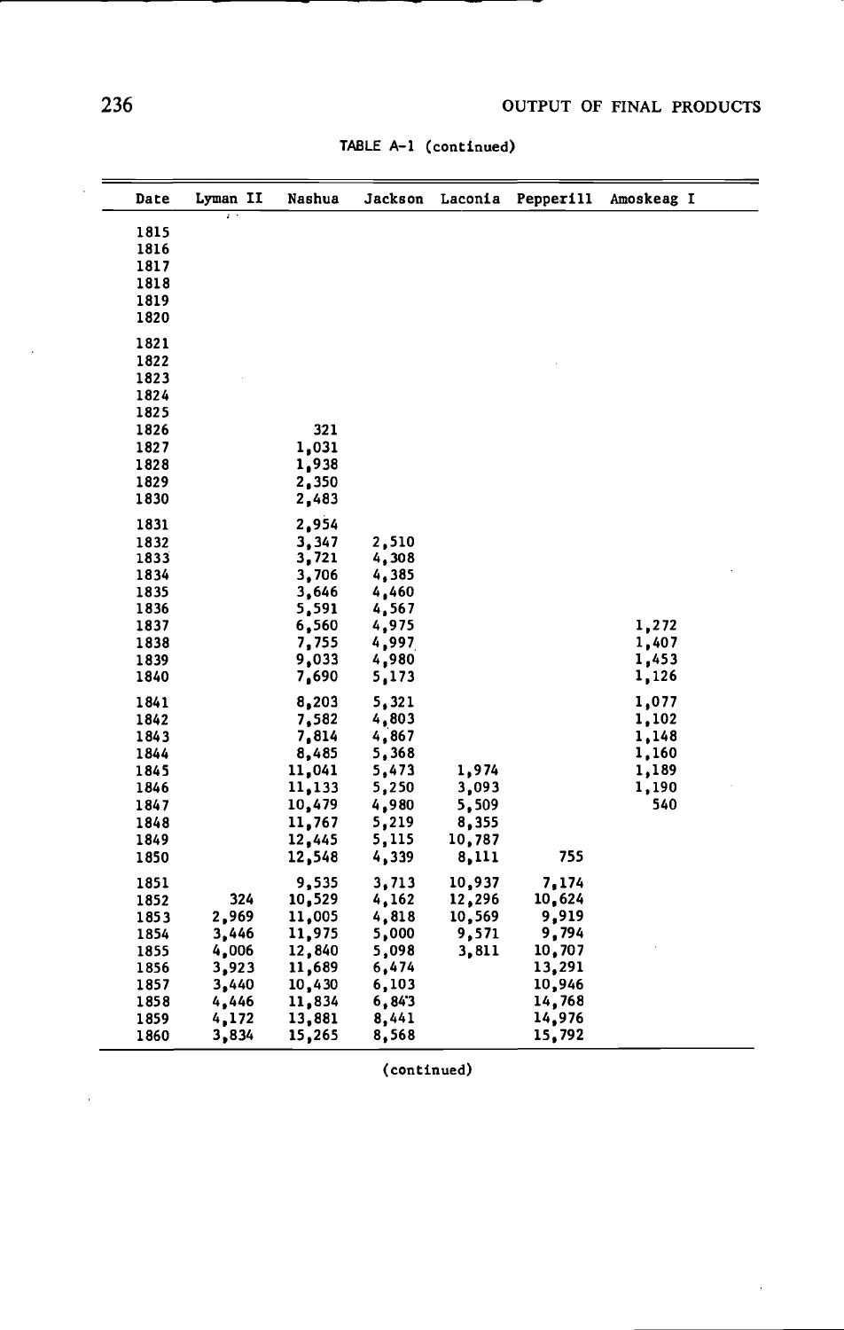TABLE A-1 (continued)

| Date | Lyman II | Nashua | Jackson | Laconia | Pepperill | Amoskeag I |
|---|---|---|---|---|---|---|
| 1815 | | | | | | |
| 1816 | | | | | | |
| 1817 | | | | | | |
| 1818 | | | | | | |
| 1819 | | | | | | |
| 1820 | | | | | | |
| 1821 | | | | | | |
| 1822 | | | | | | |
| 1823 | | | | | | |
| 1824 | | | | | | |
| 1825 | | | | | | |
| 1826 | | 321 | | | | |
| 1827 | | 1,031 | | | | |
| 1828 | | 1,938 | | | | |
| 1829 | | 2,350 | | | | |
| 1830 | | 2,483 | | | | |
| 1831 | | 2,954 | | | | |
| 1832 | | 3,347 | 2,510 | | | |
| 1833 | | 3,721 | 4,308 | | | |
| 1834 | | 3,706 | 4,385 | | | |
| 1835 | | 3,646 | 4,460 | | | |
| 1836 | | 5,591 | 4,567 | | | |
| 1837 | | 6,560 | 4,975 | | | 1,272 |
| 1838 | | 7,755 | 4,997 | | | 1,407 |
| 1839 | | 9,033 | 4,980 | | | 1,453 |
| 1840 | | 7,690 | 5,173 | | | 1,126 |
| 1841 | | 8,203 | 5,321 | | | 1,077 |
| 1842 | | 7,582 | 4,803 | | | 1,102 |
| 1843 | | 7,814 | 4,867 | | | 1,148 |
| 1844 | | 8,485 | 5,368 | | | 1,160 |
| 1845 | | 11,041 | 5,473 | 1,974 | | 1,189 |
| 1846 | | 11,133 | 5,250 | 3,093 | | 1,190 |
| 1847 | | 10,479 | 4,980 | 5,509 | | 540 |
| 1848 | | 11,767 | 5,219 | 8,355 | | |
| 1849 | | 12,445 | 5,115 | 10,787 | | |
| 1850 | | 12,548 | 4,339 | 8,111 | 755 | |
| 1851 | | 9,535 | 3,713 | 10,937 | 7,174 | |
| 1852 | 324 | 10,529 | 4,162 | 12,296 | 10,624 | |
| 1853 | 2,969 | 11,005 | 4,818 | 10,569 | 9,919 | |
| 1854 | 3,446 | 11,975 | 5,000 | 9,571 | 9,794 | |
| 1855 | 4,006 | 12,840 | 5,098 | 3,811 | 10,707 | |
| 1856 | 3,923 | 11,689 | 6,474 | | 13,291 | |
| 1857 | 3,440 | 10,430 | 6,103 | | 10,946 | |
| 1858 | 4,446 | 11,834 | 6,843 | | 14,768 | |
| 1859 | 4,172 | 13,881 | 8,441 | | 14,976 | |
| 1860 | 3,834 | 15,265 | 8,568 | | 15,792 | |

(continued)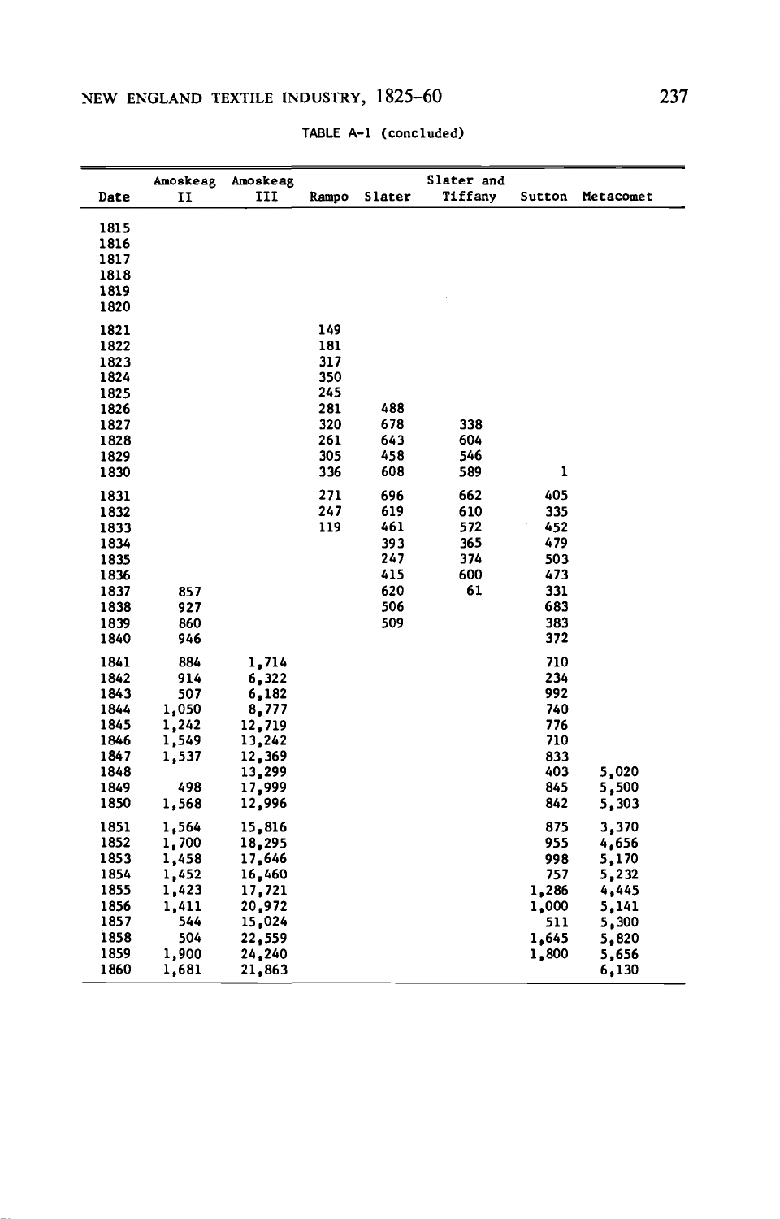TABLE A-1 (concluded)

| Date | Amoskeag II | Amoskeag III | Rampo | Slater | Slater and Tiffany | Sutton | Metacomet |
|---|---|---|---|---|---|---|---|
| 1815 | | | | | | | |
| 1816 | | | | | | | |
| 1817 | | | | | | | |
| 1818 | | | | | | | |
| 1819 | | | | | | | |
| 1820 | | | | | | | |
| 1821 | | | 149 | | | | |
| 1822 | | | 181 | | | | |
| 1823 | | | 317 | | | | |
| 1824 | | | 350 | | | | |
| 1825 | | | 245 | | | | |
| 1826 | | | 281 | 488 | | | |
| 1827 | | | 320 | 678 | 338 | | |
| 1828 | | | 261 | 643 | 604 | | |
| 1829 | | | 305 | 458 | 546 | | |
| 1830 | | | 336 | 608 | 589 | 1 | |
| 1831 | | | 271 | 696 | 662 | 405 | |
| 1832 | | | 247 | 619 | 610 | 335 | |
| 1833 | | | 119 | 461 | 572 | 452 | |
| 1834 | | | | 393 | 365 | 479 | |
| 1835 | | | | 247 | 374 | 503 | |
| 1836 | | | | 415 | 600 | 473 | |
| 1837 | 857 | | | 620 | 61 | 331 | |
| 1838 | 927 | | | 506 | | 683 | |
| 1839 | 860 | | | 509 | | 383 | |
| 1840 | 946 | | | | | 372 | |
| 1841 | 884 | 1,714 | | | | 710 | |
| 1842 | 914 | 6,322 | | | | 234 | |
| 1843 | 507 | 6,182 | | | | 992 | |
| 1844 | 1,050 | 8,777 | | | | 740 | |
| 1845 | 1,242 | 12,719 | | | | 776 | |
| 1846 | 1,549 | 13,242 | | | | 710 | |
| 1847 | 1,537 | 12,369 | | | | 833 | |
| 1848 | | 13,299 | | | | 403 | 5,020 |
| 1849 | 498 | 17,999 | | | | 845 | 5,500 |
| 1850 | 1,568 | 12,996 | | | | 842 | 5,303 |
| 1851 | 1,564 | 15,816 | | | | 875 | 3,370 |
| 1852 | 1,700 | 18,295 | | | | 955 | 4,656 |
| 1853 | 1,458 | 17,646 | | | | 998 | 5,170 |
| 1854 | 1,452 | 16,460 | | | | 757 | 5,232 |
| 1855 | 1,423 | 17,721 | | | | 1,286 | 4,445 |
| 1856 | 1,411 | 20,972 | | | | 1,000 | 5,141 |
| 1857 | 544 | 15,024 | | | | 511 | 5,300 |
| 1858 | 504 | 22,559 | | | | 1,645 | 5,820 |
| 1859 | 1,900 | 24,240 | | | | 1,800 | 5,656 |
| 1860 | 1,681 | 21,863 | | | | | 6,130 |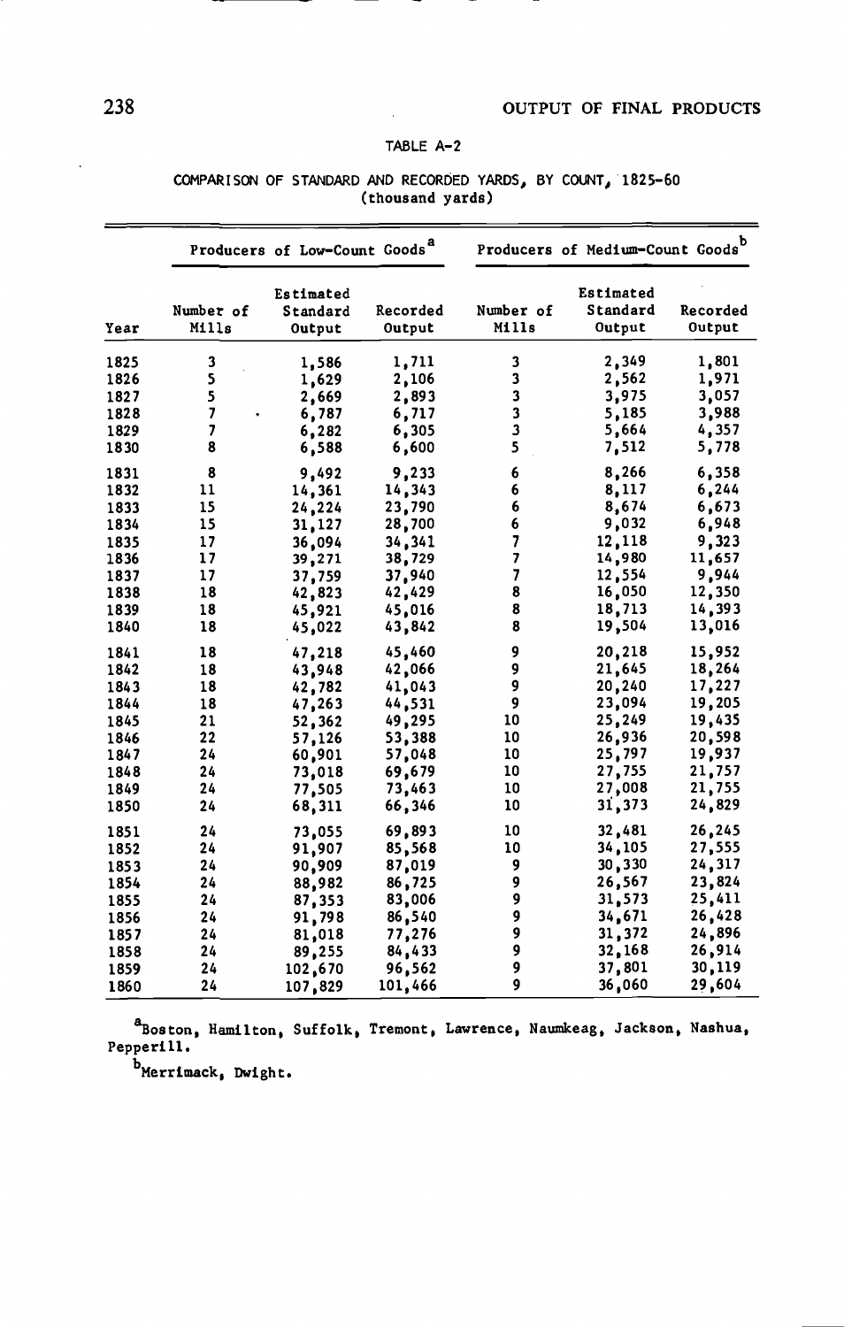TABLE A-2

COMPARISON OF STANDARD AND RECORDED YARDS, BY COUNT, 1825-60
(thousand yards)

| | Producers of Low-Count Goods[a] | | | Producers of Medium-Count Goods[b] | | |
|---|---|---|---|---|---|---|
| Year | Number of Mills | Estimated Standard Output | Recorded Output | Number of Mills | Estimated Standard Output | Recorded Output |
| 1825 | 3 | 1,586 | 1,711 | 3 | 2,349 | 1,801 |
| 1826 | 5 | 1,629 | 2,106 | 3 | 2,562 | 1,971 |
| 1827 | 5 | 2,669 | 2,893 | 3 | 3,975 | 3,057 |
| 1828 | 7 | 6,787 | 6,717 | 3 | 5,185 | 3,988 |
| 1829 | 7 | 6,282 | 6,305 | 3 | 5,664 | 4,357 |
| 1830 | 8 | 6,588 | 6,600 | 5 | 7,512 | 5,778 |
| 1831 | 8 | 9,492 | 9,233 | 6 | 8,266 | 6,358 |
| 1832 | 11 | 14,361 | 14,343 | 6 | 8,117 | 6,244 |
| 1833 | 15 | 24,224 | 23,790 | 6 | 8,674 | 6,673 |
| 1834 | 15 | 31,127 | 28,700 | 6 | 9,032 | 6,948 |
| 1835 | 17 | 36,094 | 34,341 | 7 | 12,118 | 9,323 |
| 1836 | 17 | 39,271 | 38,729 | 7 | 14,980 | 11,657 |
| 1837 | 17 | 37,759 | 37,940 | 7 | 12,554 | 9,944 |
| 1838 | 18 | 42,823 | 42,429 | 8 | 16,050 | 12,350 |
| 1839 | 18 | 45,921 | 45,016 | 8 | 18,713 | 14,393 |
| 1840 | 18 | 45,022 | 43,842 | 8 | 19,504 | 13,016 |
| 1841 | 18 | 47,218 | 45,460 | 9 | 20,218 | 15,952 |
| 1842 | 18 | 43,948 | 42,066 | 9 | 21,645 | 18,264 |
| 1843 | 18 | 42,782 | 41,043 | 9 | 20,240 | 17,227 |
| 1844 | 18 | 47,263 | 44,531 | 9 | 23,094 | 19,205 |
| 1845 | 21 | 52,362 | 49,295 | 10 | 25,249 | 19,435 |
| 1846 | 22 | 57,126 | 53,388 | 10 | 26,936 | 20,598 |
| 1847 | 24 | 60,901 | 57,048 | 10 | 25,797 | 19,937 |
| 1848 | 24 | 73,018 | 69,679 | 10 | 27,755 | 21,757 |
| 1849 | 24 | 77,505 | 73,463 | 10 | 27,008 | 21,755 |
| 1850 | 24 | 68,311 | 66,346 | 10 | 31,373 | 24,829 |
| 1851 | 24 | 73,055 | 69,893 | 10 | 32,481 | 26,245 |
| 1852 | 24 | 91,907 | 85,568 | 10 | 34,105 | 27,555 |
| 1853 | 24 | 90,909 | 87,019 | 9 | 30,330 | 24,317 |
| 1854 | 24 | 88,982 | 86,725 | 9 | 26,567 | 23,824 |
| 1855 | 24 | 87,353 | 83,006 | 9 | 31,573 | 25,411 |
| 1856 | 24 | 91,798 | 86,540 | 9 | 34,671 | 26,428 |
| 1857 | 24 | 81,018 | 77,276 | 9 | 31,372 | 24,896 |
| 1858 | 24 | 89,255 | 84,433 | 9 | 32,168 | 26,914 |
| 1859 | 24 | 102,670 | 96,562 | 9 | 37,801 | 30,119 |
| 1860 | 24 | 107,829 | 101,466 | 9 | 36,060 | 29,604 |

[a]Boston, Hamilton, Suffolk, Tremont, Lawrence, Naumkeag, Jackson, Nashua, Pepperill.

[b]Merrimack, Dwight.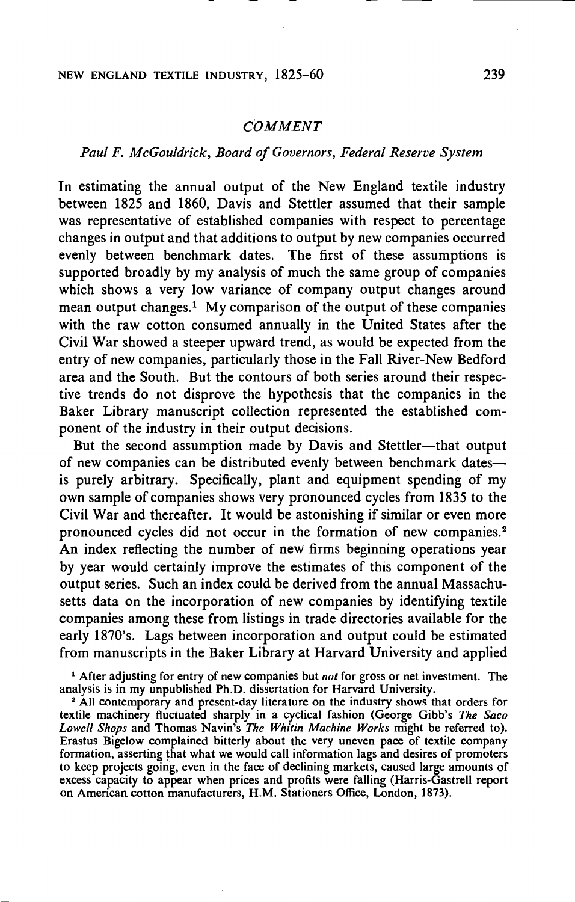## *COMMENT*

*Paul F. McGouldrick, Board of Governors, Federal Reserve System*

In estimating the annual output of the New England textile industry between 1825 and 1860, Davis and Stettler assumed that their sample was representative of established companies with respect to percentage changes in output and that additions to output by new companies occurred evenly between benchmark dates. The first of these assumptions is supported broadly by my analysis of much the same group of companies which shows a very low variance of company output changes around mean output changes.[1] My comparison of the output of these companies with the raw cotton consumed annually in the United States after the Civil War showed a steeper upward trend, as would be expected from the entry of new companies, particularly those in the Fall River-New Bedford area and the South. But the contours of both series around their respective trends do not disprove the hypothesis that the companies in the Baker Library manuscript collection represented the established component of the industry in their output decisions.

But the second assumption made by Davis and Stettler—that output of new companies can be distributed evenly between benchmark dates—is purely arbitrary. Specifically, plant and equipment spending of my own sample of companies shows very pronounced cycles from 1835 to the Civil War and thereafter. It would be astonishing if similar or even more pronounced cycles did not occur in the formation of new companies.[2] An index reflecting the number of new firms beginning operations year by year would certainly improve the estimates of this component of the output series. Such an index could be derived from the annual Massachusetts data on the incorporation of new companies by identifying textile companies among these from listings in trade directories available for the early 1870's. Lags between incorporation and output could be estimated from manuscripts in the Baker Library at Harvard University and applied

[1] After adjusting for entry of new companies but *not* for gross or net investment. The analysis is in my unpublished Ph.D. dissertation for Harvard University.

[2] All contemporary and present-day literature on the industry shows that orders for textile machinery fluctuated sharply in a cyclical fashion (George Gibb's *The Saco Lowell Shops* and Thomas Navin's *The Whitin Machine Works* might be referred to). Erastus Bigelow complained bitterly about the very uneven pace of textile company formation, asserting that what we would call information lags and desires of promoters to keep projects going, even in the face of declining markets, caused large amounts of excess capacity to appear when prices and profits were falling (Harris-Gastrell report on American cotton manufacturers, H.M. Stationers Office, London, 1873).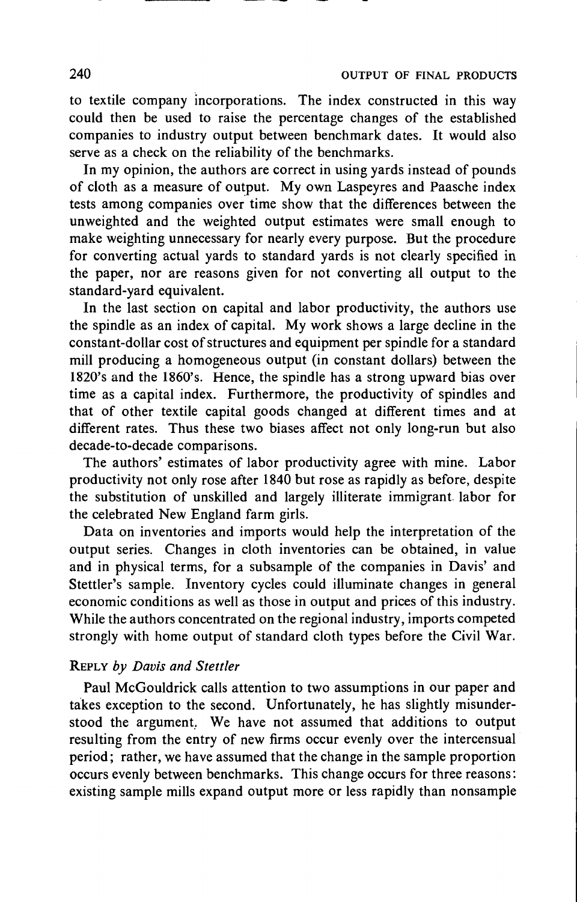to textile company incorporations. The index constructed in this way could then be used to raise the percentage changes of the established companies to industry output between benchmark dates. It would also serve as a check on the reliability of the benchmarks.

In my opinion, the authors are correct in using yards instead of pounds of cloth as a measure of output. My own Laspeyres and Paasche index tests among companies over time show that the differences between the unweighted and the weighted output estimates were small enough to make weighting unnecessary for nearly every purpose. But the procedure for converting actual yards to standard yards is not clearly specified in the paper, nor are reasons given for not converting all output to the standard-yard equivalent.

In the last section on capital and labor productivity, the authors use the spindle as an index of capital. My work shows a large decline in the constant-dollar cost of structures and equipment per spindle for a standard mill producing a homogeneous output (in constant dollars) between the 1820's and the 1860's. Hence, the spindle has a strong upward bias over time as a capital index. Furthermore, the productivity of spindles and that of other textile capital goods changed at different times and at different rates. Thus these two biases affect not only long-run but also decade-to-decade comparisons.

The authors' estimates of labor productivity agree with mine. Labor productivity not only rose after 1840 but rose as rapidly as before, despite the substitution of unskilled and largely illiterate immigrant labor for the celebrated New England farm girls.

Data on inventories and imports would help the interpretation of the output series. Changes in cloth inventories can be obtained, in value and in physical terms, for a subsample of the companies in Davis' and Stettler's sample. Inventory cycles could illuminate changes in general economic conditions as well as those in output and prices of this industry. While the authors concentrated on the regional industry, imports competed strongly with home output of standard cloth types before the Civil War.

### REPLY *by Davis and Stettler*

Paul McGouldrick calls attention to two assumptions in our paper and takes exception to the second. Unfortunately, he has slightly misunderstood the argument. We have not assumed that additions to output resulting from the entry of new firms occur evenly over the intercensual period; rather, we have assumed that the change in the sample proportion occurs evenly between benchmarks. This change occurs for three reasons: existing sample mills expand output more or less rapidly than nonsample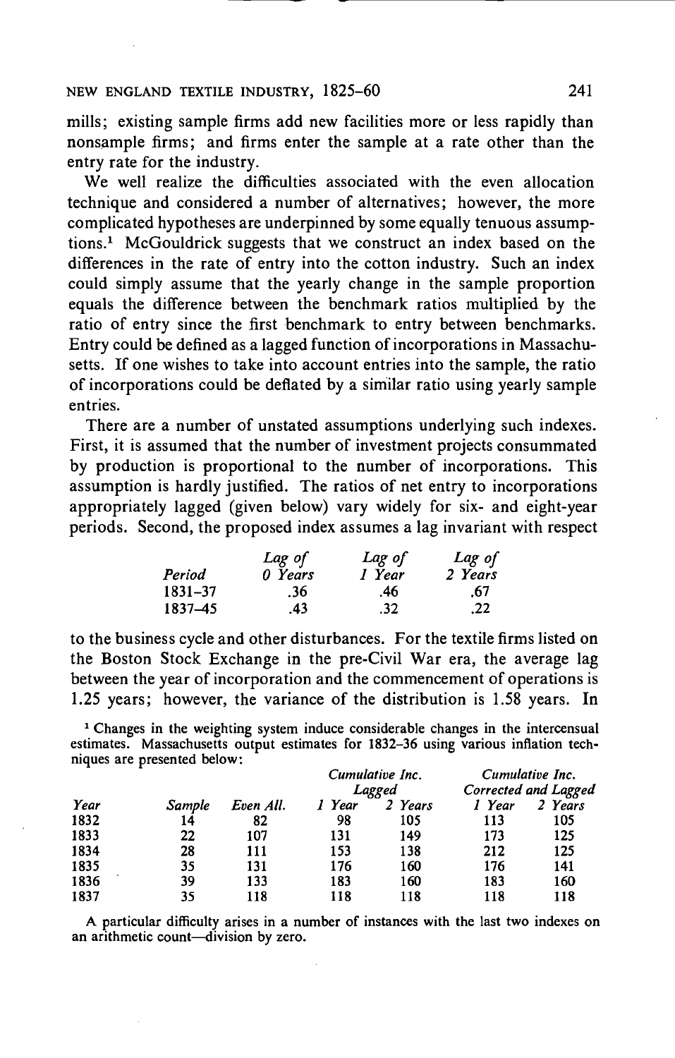mills; existing sample firms add new facilities more or less rapidly than nonsample firms; and firms enter the sample at a rate other than the entry rate for the industry.

We well realize the difficulties associated with the even allocation technique and considered a number of alternatives; however, the more complicated hypotheses are underpinned by some equally tenuous assumptions.[1] McGouldrick suggests that we construct an index based on the differences in the rate of entry into the cotton industry. Such an index could simply assume that the yearly change in the sample proportion equals the difference between the benchmark ratios multiplied by the ratio of entry since the first benchmark to entry between benchmarks. Entry could be defined as a lagged function of incorporations in Massachusetts. If one wishes to take into account entries into the sample, the ratio of incorporations could be deflated by a similar ratio using yearly sample entries.

There are a number of unstated assumptions underlying such indexes. First, it is assumed that the number of investment projects consummated by production is proportional to the number of incorporations. This assumption is hardly justified. The ratios of net entry to incorporations appropriately lagged (given below) vary widely for six- and eight-year periods. Second, the proposed index assumes a lag invariant with respect

| *Period* | *Lag of 0 Years* | *Lag of 1 Year* | *Lag of 2 Years* |
|---|---|---|---|
| 1831–37 | .36 | .46 | .67 |
| 1837–45 | .43 | .32 | .22 |

to the business cycle and other disturbances. For the textile firms listed on the Boston Stock Exchange in the pre-Civil War era, the average lag between the year of incorporation and the commencement of operations is 1.25 years; however, the variance of the distribution is 1.58 years. In

[1] Changes in the weighting system induce considerable changes in the intercensual estimates. Massachusetts output estimates for 1832–36 using various inflation techniques are presented below:

| | | | *Cumulative Inc. Lagged* | | *Cumulative Inc. Corrected and Lagged* | |
|---|---|---|---|---|---|---|
| *Year* | *Sample* | *Even All.* | *1 Year* | *2 Years* | *1 Year* | *2 Years* |
| 1832 | 14 | 82 | 98 | 105 | 113 | 105 |
| 1833 | 22 | 107 | 131 | 149 | 173 | 125 |
| 1834 | 28 | 111 | 153 | 138 | 212 | 125 |
| 1835 | 35 | 131 | 176 | 160 | 176 | 141 |
| 1836 | 39 | 133 | 183 | 160 | 183 | 160 |
| 1837 | 35 | 118 | 118 | 118 | 118 | 118 |

A particular difficulty arises in a number of instances with the last two indexes on an arithmetic count—division by zero.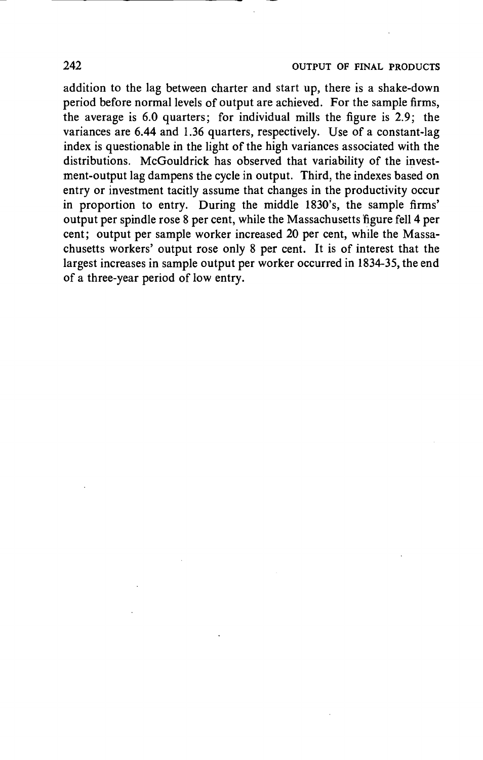addition to the lag between charter and start up, there is a shake-down period before normal levels of output are achieved. For the sample firms, the average is 6.0 quarters; for individual mills the figure is 2.9; the variances are 6.44 and 1.36 quarters, respectively. Use of a constant-lag index is questionable in the light of the high variances associated with the distributions. McGouldrick has observed that variability of the investment-output lag dampens the cycle in output. Third, the indexes based on entry or investment tacitly assume that changes in the productivity occur in proportion to entry. During the middle 1830's, the sample firms' output per spindle rose 8 per cent, while the Massachusetts figure fell 4 per cent; output per sample worker increased 20 per cent, while the Massachusetts workers' output rose only 8 per cent. It is of interest that the largest increases in sample output per worker occurred in 1834-35, the end of a three-year period of low entry.